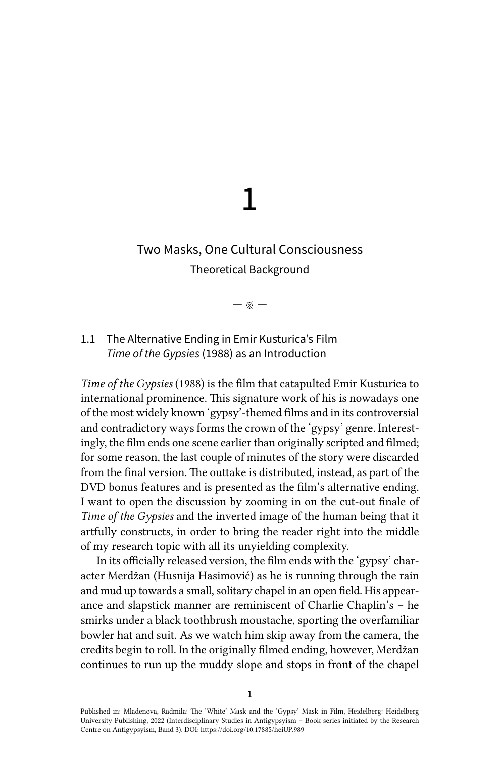# 1

## Two Masks, One Cultural Consciousness

### Theoretical Background

— ※ —

### 1.1 The Alternative Ending in Emir Kusturica's Film *Time of the Gypsies* (1988) as an Introduction

*Time of the Gypsies* (1988) is the film that catapulted Emir Kusturica to international prominence. This signature work of his is nowadays one of the most widely known 'gypsy'-themed films and in its controversial and contradictory ways forms the crown of the 'gypsy' genre. Interestingly, the film ends one scene earlier than originally scripted and filmed; for some reason, the last couple of minutes of the story were discarded from the final version. The outtake is distributed, instead, as part of the DVD bonus features and is presented as the film's alternative ending. I want to open the discussion by zooming in on the cut-out finale of *Time of the Gypsies* and the inverted image of the human being that it artfully constructs, in order to bring the reader right into the middle of my research topic with all its unyielding complexity.

In its officially released version, the film ends with the 'gypsy' character Merdžan (Husnija Hasimović) as he is running through the rain and mud up towards a small, solitary chapel in an open field. His appearance and slapstick manner are reminiscent of Charlie Chaplin's – he smirks under a black toothbrush moustache, sporting the overfamiliar bowler hat and suit. As we watch him skip away from the camera, the credits begin to roll. In the originally filmed ending, however, Merdžan continues to run up the muddy slope and stops in front of the chapel

Published in: Mladenova, Radmila: The 'White' Mask and the 'Gypsy' Mask in Film, Heidelberg: Heidelberg University Publishing, 2022 (Interdisciplinary Studies in Antigypsyism – Book series initiated by the Research Centre on Antigypsyism, Band 3). DOI: https://doi.org/10.17885/heiUP.989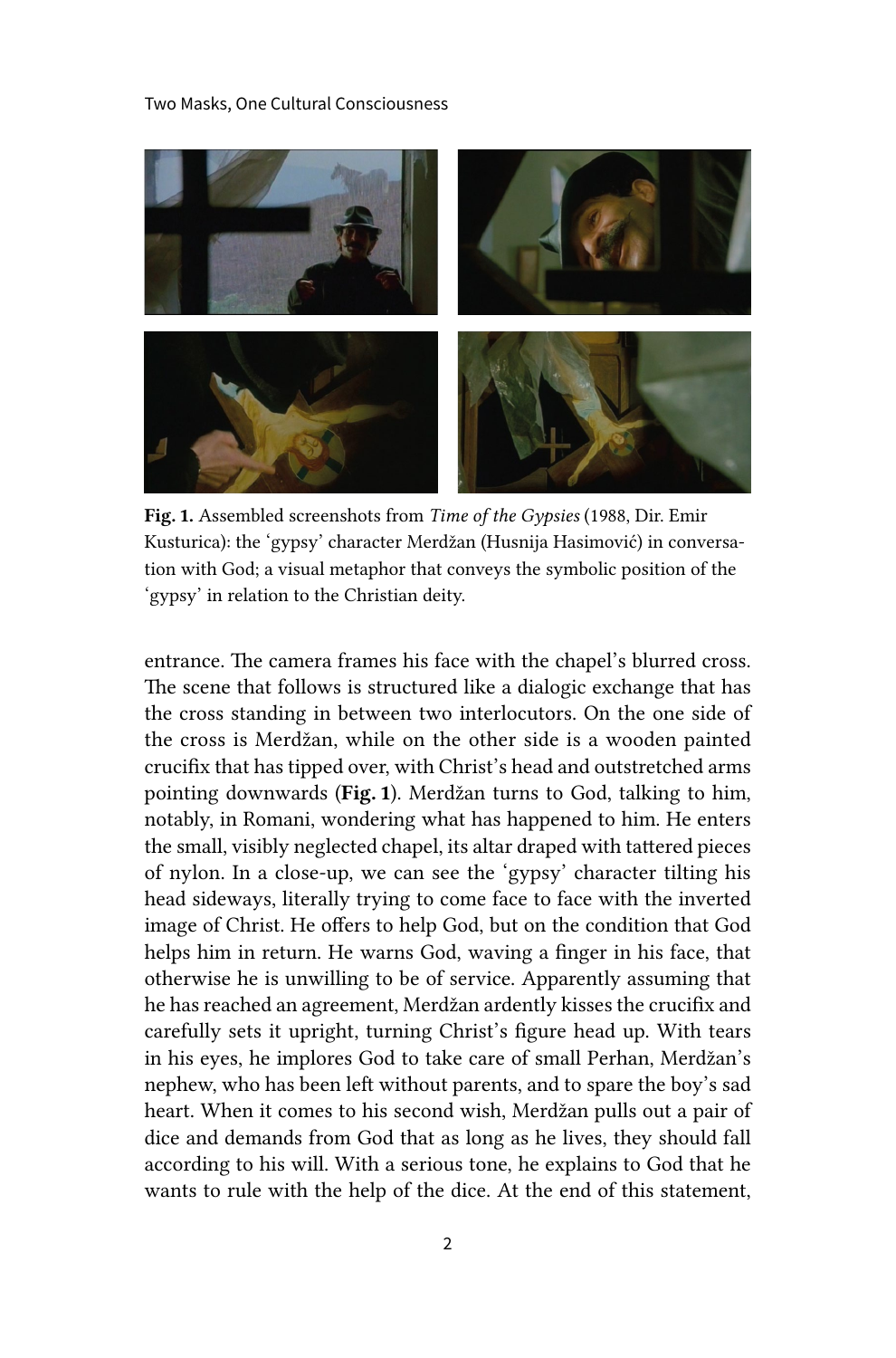**Fig. 1.** Assembled screenshots from *Time of the Gypsies* (1988, Dir. Emir Kusturica): the 'gypsy' character Merdžan (Husnija Hasimović) in conversation with God; a visual metaphor that conveys the symbolic position of the 'gypsy' in relation to the Christian deity.

entrance. The camera frames his face with the chapel's blurred cross. The scene that follows is structured like a dialogic exchange that has the cross standing in between two interlocutors. On the one side of the cross is Merdžan, while on the other side is a wooden painted crucifix that has tipped over, with Christ's head and outstretched arms pointing downwards (**Fig. 1**). Merdžan turns to God, talking to him, notably, in Romani, wondering what has happened to him. He enters the small, visibly neglected chapel, its altar draped with tattered pieces of nylon. In a close-up, we can see the 'gypsy' character tilting his head sideways, literally trying to come face to face with the inverted image of Christ. He offers to help God, but on the condition that God helps him in return. He warns God, waving a finger in his face, that otherwise he is unwilling to be of service. Apparently assuming that he has reached an agreement, Merdžan ardently kisses the crucifix and carefully sets it upright, turning Christ's figure head up. With tears in his eyes, he implores God to take care of small Perhan, Merdžan's nephew, who has been left without parents, and to spare the boy's sad heart. When it comes to his second wish, Merdžan pulls out a pair of dice and demands from God that as long as he lives, they should fall according to his will. With a serious tone, he explains to God that he wants to rule with the help of the dice. At the end of this statement,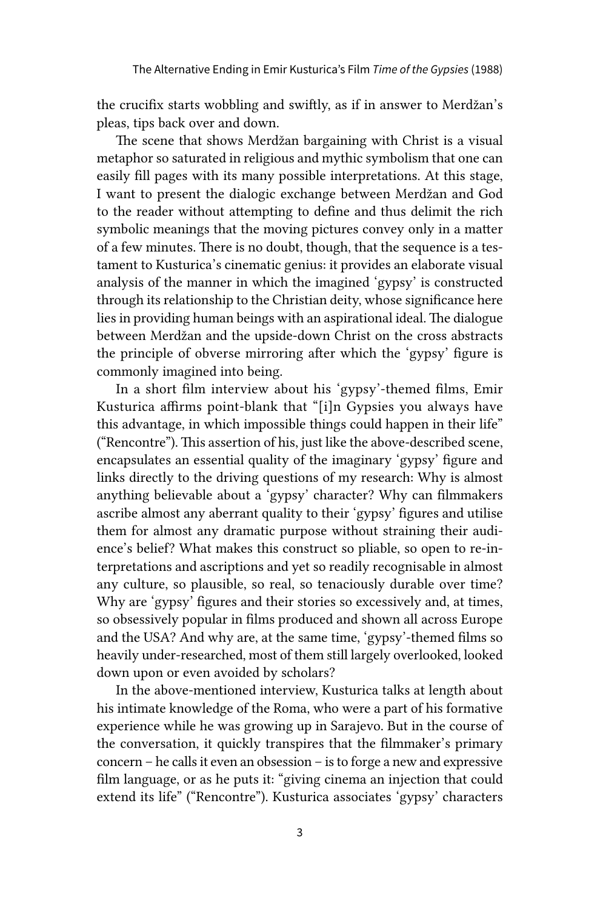the crucifix starts wobbling and swiftly, as if in answer to Merdžan's pleas, tips back over and down.

The scene that shows Merdžan bargaining with Christ is a visual metaphor so saturated in religious and mythic symbolism that one can easily fill pages with its many possible interpretations. At this stage, I want to present the dialogic exchange between Merdžan and God to the reader without attempting to define and thus delimit the rich symbolic meanings that the moving pictures convey only in a matter of a few minutes. There is no doubt, though, that the sequence is a testament to Kusturica's cinematic genius: it provides an elaborate visual analysis of the manner in which the imagined 'gypsy' is constructed through its relationship to the Christian deity, whose significance here lies in providing human beings with an aspirational ideal. The dialogue between Merdžan and the upside-down Christ on the cross abstracts the principle of obverse mirroring after which the 'gypsy' figure is commonly imagined into being.

In a short film interview about his 'gypsy'-themed films, Emir Kusturica affirms point-blank that "[i]n Gypsies you always have this advantage, in which impossible things could happen in their life" ("Rencontre"). This assertion of his, just like the above-described scene, encapsulates an essential quality of the imaginary 'gypsy' figure and links directly to the driving questions of my research: Why is almost anything believable about a 'gypsy' character? Why can filmmakers ascribe almost any aberrant quality to their 'gypsy' figures and utilise them for almost any dramatic purpose without straining their audience's belief? What makes this construct so pliable, so open to re-interpretations and ascriptions and yet so readily recognisable in almost any culture, so plausible, so real, so tenaciously durable over time? Why are 'gypsy' figures and their stories so excessively and, at times, so obsessively popular in films produced and shown all across Europe and the USA? And why are, at the same time, 'gypsy'-themed films so heavily under-researched, most of them still largely overlooked, looked down upon or even avoided by scholars?

In the above-mentioned interview, Kusturica talks at length about his intimate knowledge of the Roma, who were a part of his formative experience while he was growing up in Sarajevo. But in the course of the conversation, it quickly transpires that the filmmaker's primary concern – he calls it even an obsession – is to forge a new and expressive film language, or as he puts it: "giving cinema an injection that could extend its life" ("Rencontre"). Kusturica associates 'gypsy' characters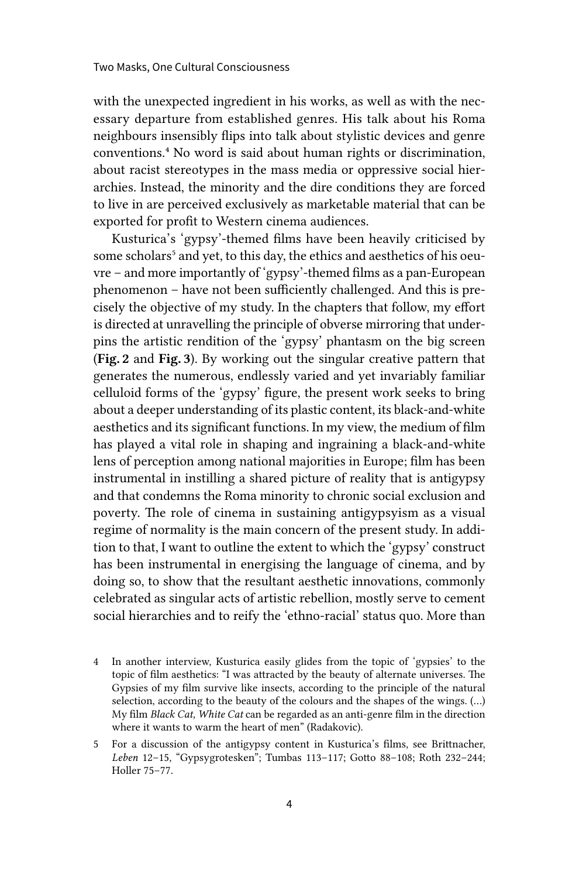with the unexpected ingredient in his works, as well as with the necessary departure from established genres. His talk about his Roma neighbours insensibly flips into talk about stylistic devices and genre conventions.[4] No word is said about human rights or discrimination, about racist stereotypes in the mass media or oppressive social hierarchies. Instead, the minority and the dire conditions they are forced to live in are perceived exclusively as marketable material that can be exported for profit to Western cinema audiences.

Kusturica's 'gypsy'-themed films have been heavily criticised by some scholars[5] and yet, to this day, the ethics and aesthetics of his oeuvre – and more importantly of 'gypsy'-themed films as a pan-European phenomenon – have not been sufficiently challenged. And this is precisely the objective of my study. In the chapters that follow, my effort is directed at unravelling the principle of obverse mirroring that underpins the artistic rendition of the 'gypsy' phantasm on the big screen (**Fig. 2** and **Fig. 3**). By working out the singular creative pattern that generates the numerous, endlessly varied and yet invariably familiar celluloid forms of the 'gypsy' figure, the present work seeks to bring about a deeper understanding of its plastic content, its black-and-white aesthetics and its significant functions. In my view, the medium of film has played a vital role in shaping and ingraining a black-and-white lens of perception among national majorities in Europe; film has been instrumental in instilling a shared picture of reality that is antigypsy and that condemns the Roma minority to chronic social exclusion and poverty. The role of cinema in sustaining antigypsyism as a visual regime of normality is the main concern of the present study. In addition to that, I want to outline the extent to which the 'gypsy' construct has been instrumental in energising the language of cinema, and by doing so, to show that the resultant aesthetic innovations, commonly celebrated as singular acts of artistic rebellion, mostly serve to cement social hierarchies and to reify the 'ethno-racial' status quo. More than

4 In another interview, Kusturica easily glides from the topic of 'gypsies' to the topic of film aesthetics: "I was attracted by the beauty of alternate universes. The Gypsies of my film survive like insects, according to the principle of the natural selection, according to the beauty of the colours and the shapes of the wings. (…) My film *Black Cat, White Cat* can be regarded as an anti-genre film in the direction where it wants to warm the heart of men" (Radakovic).

5 For a discussion of the antigypsy content in Kusturica's films, see Brittnacher, *Leben* 12–15, "Gypsygrotesken"; Tumbas 113–117; Gotto 88–108; Roth 232–244; Holler 75–77.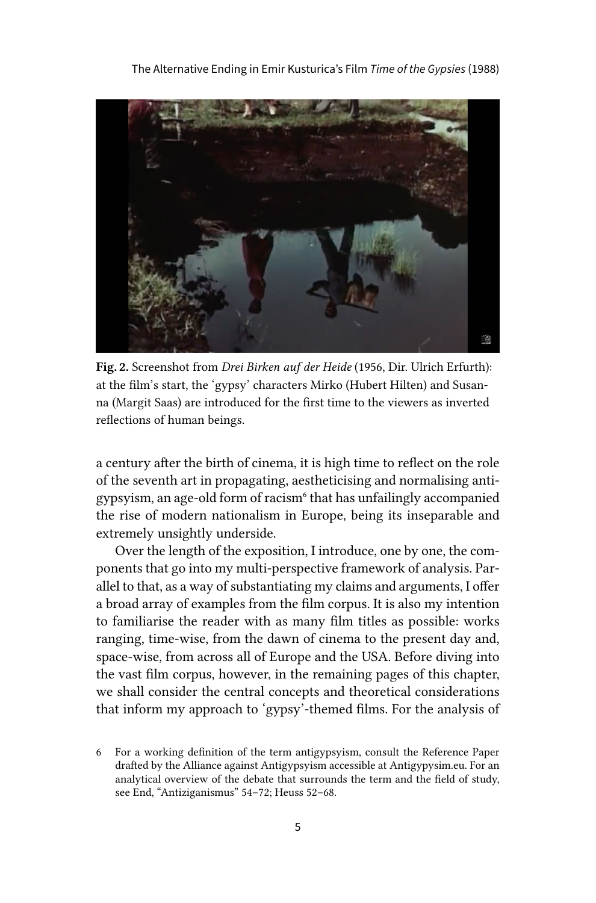**Fig. 2.** Screenshot from *Drei Birken auf der Heide* (1956, Dir. Ulrich Erfurth): at the film's start, the 'gypsy' characters Mirko (Hubert Hilten) and Susanna (Margit Saas) are introduced for the first time to the viewers as inverted reflections of human beings.

a century after the birth of cinema, it is high time to reflect on the role of the seventh art in propagating, aestheticising and normalising antigypsyism, an age-old form of racism[6] that has unfailingly accompanied the rise of modern nationalism in Europe, being its inseparable and extremely unsightly underside.

Over the length of the exposition, I introduce, one by one, the components that go into my multi-perspective framework of analysis. Parallel to that, as a way of substantiating my claims and arguments, I offer a broad array of examples from the film corpus. It is also my intention to familiarise the reader with as many film titles as possible: works ranging, time-wise, from the dawn of cinema to the present day and, space-wise, from across all of Europe and the USA. Before diving into the vast film corpus, however, in the remaining pages of this chapter, we shall consider the central concepts and theoretical considerations that inform my approach to 'gypsy'-themed films. For the analysis of

6 For a working definition of the term antigypsyism, consult the Reference Paper drafted by the Alliance against Antigypsyism accessible at Antigypysim.eu. For an analytical overview of the debate that surrounds the term and the field of study, see End, "Antiziganismus" 54–72; Heuss 52–68.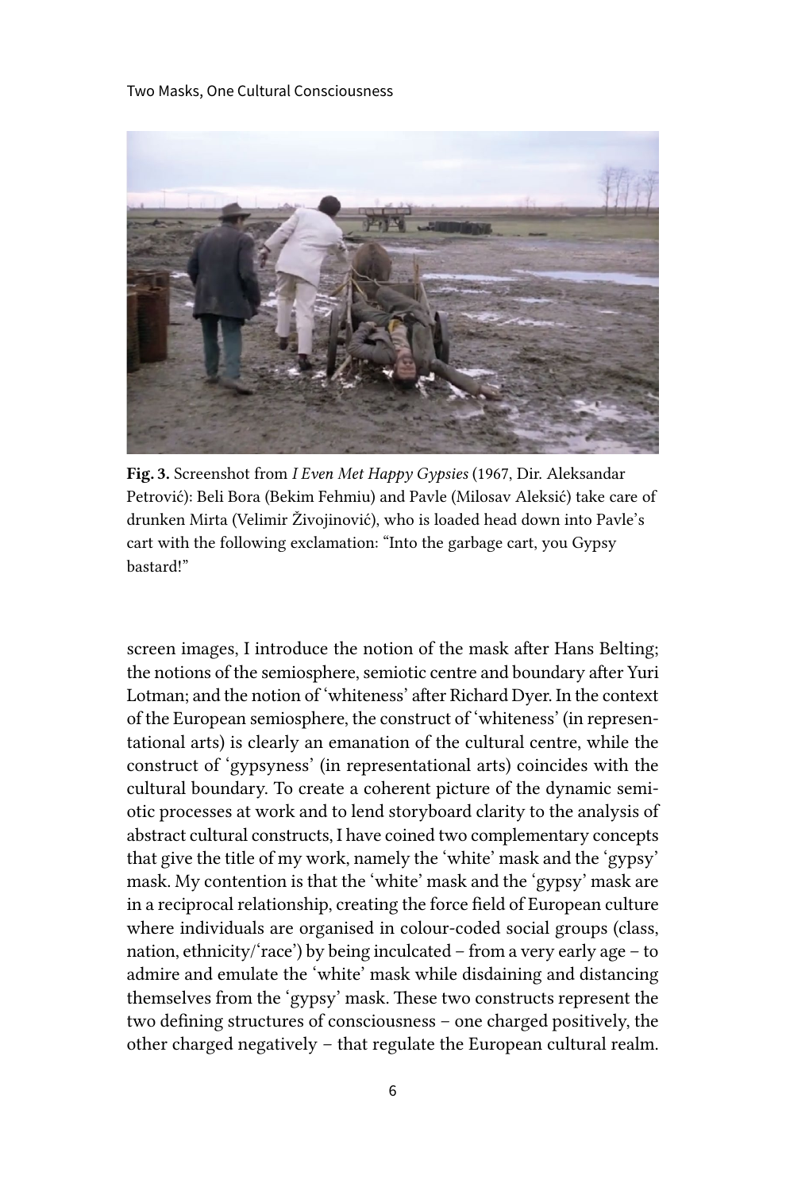**Fig. 3.** Screenshot from *I Even Met Happy Gypsies* (1967, Dir. Aleksandar Petrović): Beli Bora (Bekim Fehmiu) and Pavle (Milosav Aleksić) take care of drunken Mirta (Velimir Živojinović), who is loaded head down into Pavle's cart with the following exclamation: "Into the garbage cart, you Gypsy bastard!"

screen images, I introduce the notion of the mask after Hans Belting; the notions of the semiosphere, semiotic centre and boundary after Yuri Lotman; and the notion of 'whiteness' after Richard Dyer. In the context of the European semiosphere, the construct of 'whiteness' (in representational arts) is clearly an emanation of the cultural centre, while the construct of 'gypsyness' (in representational arts) coincides with the cultural boundary. To create a coherent picture of the dynamic semiotic processes at work and to lend storyboard clarity to the analysis of abstract cultural constructs, I have coined two complementary concepts that give the title of my work, namely the 'white' mask and the 'gypsy' mask. My contention is that the 'white' mask and the 'gypsy' mask are in a reciprocal relationship, creating the force field of European culture where individuals are organised in colour-coded social groups (class, nation, ethnicity/'race') by being inculcated – from a very early age – to admire and emulate the 'white' mask while disdaining and distancing themselves from the 'gypsy' mask. These two constructs represent the two defining structures of consciousness – one charged positively, the other charged negatively – that regulate the European cultural realm.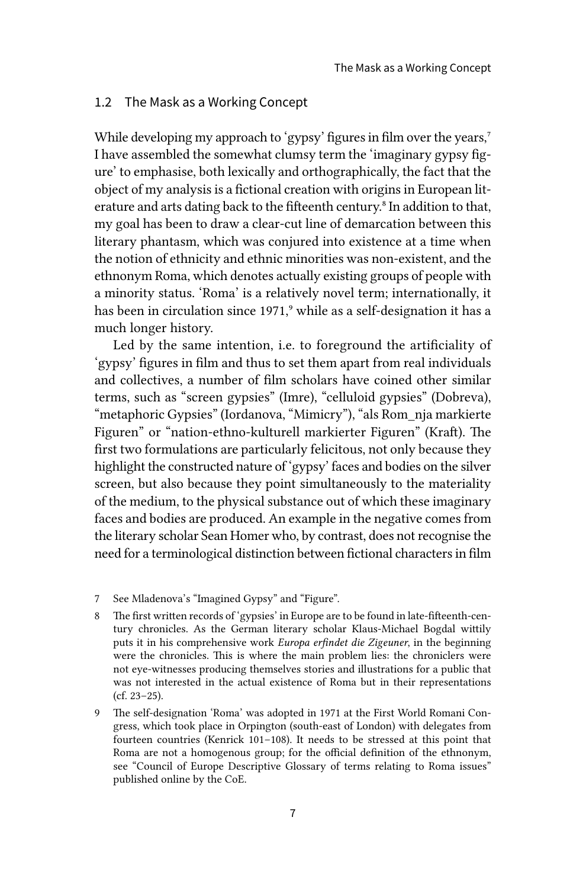## 1.2 The Mask as a Working Concept

While developing my approach to 'gypsy' figures in film over the years,[7] I have assembled the somewhat clumsy term the 'imaginary gypsy figure' to emphasise, both lexically and orthographically, the fact that the object of my analysis is a fictional creation with origins in European literature and arts dating back to the fifteenth century.[8] In addition to that, my goal has been to draw a clear-cut line of demarcation between this literary phantasm, which was conjured into existence at a time when the notion of ethnicity and ethnic minorities was non-existent, and the ethnonym Roma, which denotes actually existing groups of people with a minority status. 'Roma' is a relatively novel term; internationally, it has been in circulation since 1971,[9] while as a self-designation it has a much longer history.

Led by the same intention, i.e. to foreground the artificiality of 'gypsy' figures in film and thus to set them apart from real individuals and collectives, a number of film scholars have coined other similar terms, such as "screen gypsies" (Imre), "celluloid gypsies" (Dobreva), "metaphoric Gypsies" (Iordanova, "Mimicry"), "als Rom_nja markierte Figuren" or "nation-ethno-kulturell markierter Figuren" (Kraft). The first two formulations are particularly felicitous, not only because they highlight the constructed nature of 'gypsy' faces and bodies on the silver screen, but also because they point simultaneously to the materiality of the medium, to the physical substance out of which these imaginary faces and bodies are produced. An example in the negative comes from the literary scholar Sean Homer who, by contrast, does not recognise the need for a terminological distinction between fictional characters in film

7 See Mladenova's "Imagined Gypsy" and "Figure".

8 The first written records of 'gypsies' in Europe are to be found in late-fifteenth-century chronicles. As the German literary scholar Klaus-Michael Bogdal wittily puts it in his comprehensive work *Europa erfindet die Zigeuner*, in the beginning were the chronicles. This is where the main problem lies: the chroniclers were not eye-witnesses producing themselves stories and illustrations for a public that was not interested in the actual existence of Roma but in their representations (cf. 23–25).

9 The self-designation 'Roma' was adopted in 1971 at the First World Romani Congress, which took place in Orpington (south-east of London) with delegates from fourteen countries (Kenrick 101–108). It needs to be stressed at this point that Roma are not a homogenous group; for the official definition of the ethnonym, see "Council of Europe Descriptive Glossary of terms relating to Roma issues" published online by the CoE.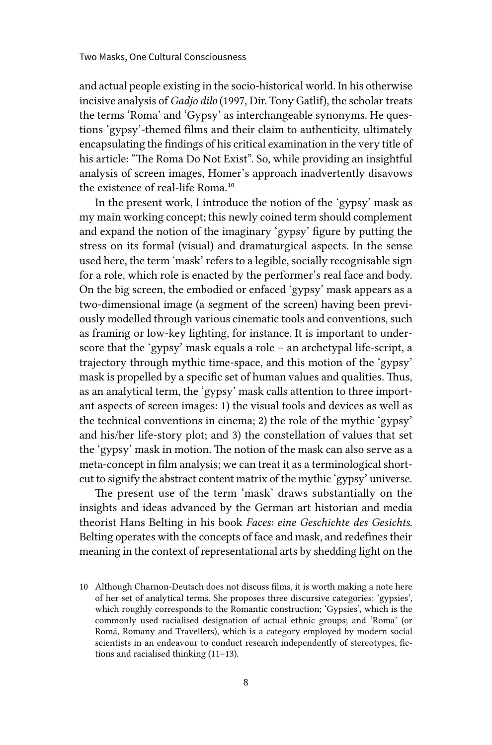and actual people existing in the socio-historical world. In his otherwise incisive analysis of *Gadjo dilo* (1997, Dir. Tony Gatlif), the scholar treats the terms 'Roma' and 'Gypsy' as interchangeable synonyms. He questions 'gypsy'-themed films and their claim to authenticity, ultimately encapsulating the findings of his critical examination in the very title of his article: "The Roma Do Not Exist". So, while providing an insightful analysis of screen images, Homer's approach inadvertently disavows the existence of real-life Roma.[10]

In the present work, I introduce the notion of the 'gypsy' mask as my main working concept; this newly coined term should complement and expand the notion of the imaginary 'gypsy' figure by putting the stress on its formal (visual) and dramaturgical aspects. In the sense used here, the term 'mask' refers to a legible, socially recognisable sign for a role, which role is enacted by the performer's real face and body. On the big screen, the embodied or enfaced 'gypsy' mask appears as a two-dimensional image (a segment of the screen) having been previously modelled through various cinematic tools and conventions, such as framing or low-key lighting, for instance. It is important to underscore that the 'gypsy' mask equals a role – an archetypal life-script, a trajectory through mythic time-space, and this motion of the 'gypsy' mask is propelled by a specific set of human values and qualities. Thus, as an analytical term, the 'gypsy' mask calls attention to three important aspects of screen images: 1) the visual tools and devices as well as the technical conventions in cinema; 2) the role of the mythic 'gypsy' and his/her life-story plot; and 3) the constellation of values that set the 'gypsy' mask in motion. The notion of the mask can also serve as a meta-concept in film analysis; we can treat it as a terminological shortcut to signify the abstract content matrix of the mythic 'gypsy' universe.

The present use of the term 'mask' draws substantially on the insights and ideas advanced by the German art historian and media theorist Hans Belting in his book *Faces: eine Geschichte des Gesichts*. Belting operates with the concepts of face and mask, and redefines their meaning in the context of representational arts by shedding light on the

10 Although Charnon-Deutsch does not discuss films, it is worth making a note here of her set of analytical terms. She proposes three discursive categories: 'gypsies', which roughly corresponds to the Romantic construction; 'Gypsies', which is the commonly used racialised designation of actual ethnic groups; and 'Roma' (or Romá, Romany and Travellers), which is a category employed by modern social scientists in an endeavour to conduct research independently of stereotypes, fictions and racialised thinking (11–13).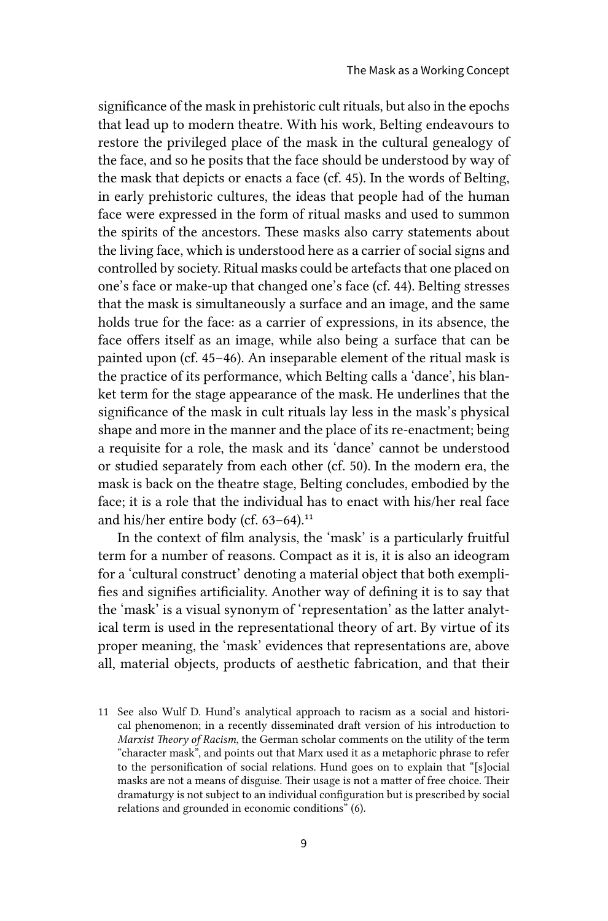significance of the mask in prehistoric cult rituals, but also in the epochs that lead up to modern theatre. With his work, Belting endeavours to restore the privileged place of the mask in the cultural genealogy of the face, and so he posits that the face should be understood by way of the mask that depicts or enacts a face (cf. 45). In the words of Belting, in early prehistoric cultures, the ideas that people had of the human face were expressed in the form of ritual masks and used to summon the spirits of the ancestors. These masks also carry statements about the living face, which is understood here as a carrier of social signs and controlled by society. Ritual masks could be artefacts that one placed on one's face or make-up that changed one's face (cf. 44). Belting stresses that the mask is simultaneously a surface and an image, and the same holds true for the face: as a carrier of expressions, in its absence, the face offers itself as an image, while also being a surface that can be painted upon (cf. 45–46). An inseparable element of the ritual mask is the practice of its performance, which Belting calls a 'dance', his blanket term for the stage appearance of the mask. He underlines that the significance of the mask in cult rituals lay less in the mask's physical shape and more in the manner and the place of its re-enactment; being a requisite for a role, the mask and its 'dance' cannot be understood or studied separately from each other (cf. 50). In the modern era, the mask is back on the theatre stage, Belting concludes, embodied by the face; it is a role that the individual has to enact with his/her real face and his/her entire body (cf. 63–64).[11]

In the context of film analysis, the 'mask' is a particularly fruitful term for a number of reasons. Compact as it is, it is also an ideogram for a 'cultural construct' denoting a material object that both exemplifies and signifies artificiality. Another way of defining it is to say that the 'mask' is a visual synonym of 'representation' as the latter analytical term is used in the representational theory of art. By virtue of its proper meaning, the 'mask' evidences that representations are, above all, material objects, products of aesthetic fabrication, and that their

11 See also Wulf D. Hund's analytical approach to racism as a social and historical phenomenon; in a recently disseminated draft version of his introduction to *Marxist Theory of Racism*, the German scholar comments on the utility of the term "character mask", and points out that Marx used it as a metaphoric phrase to refer to the personification of social relations. Hund goes on to explain that "[s]ocial masks are not a means of disguise. Their usage is not a matter of free choice. Their dramaturgy is not subject to an individual configuration but is prescribed by social relations and grounded in economic conditions" (6).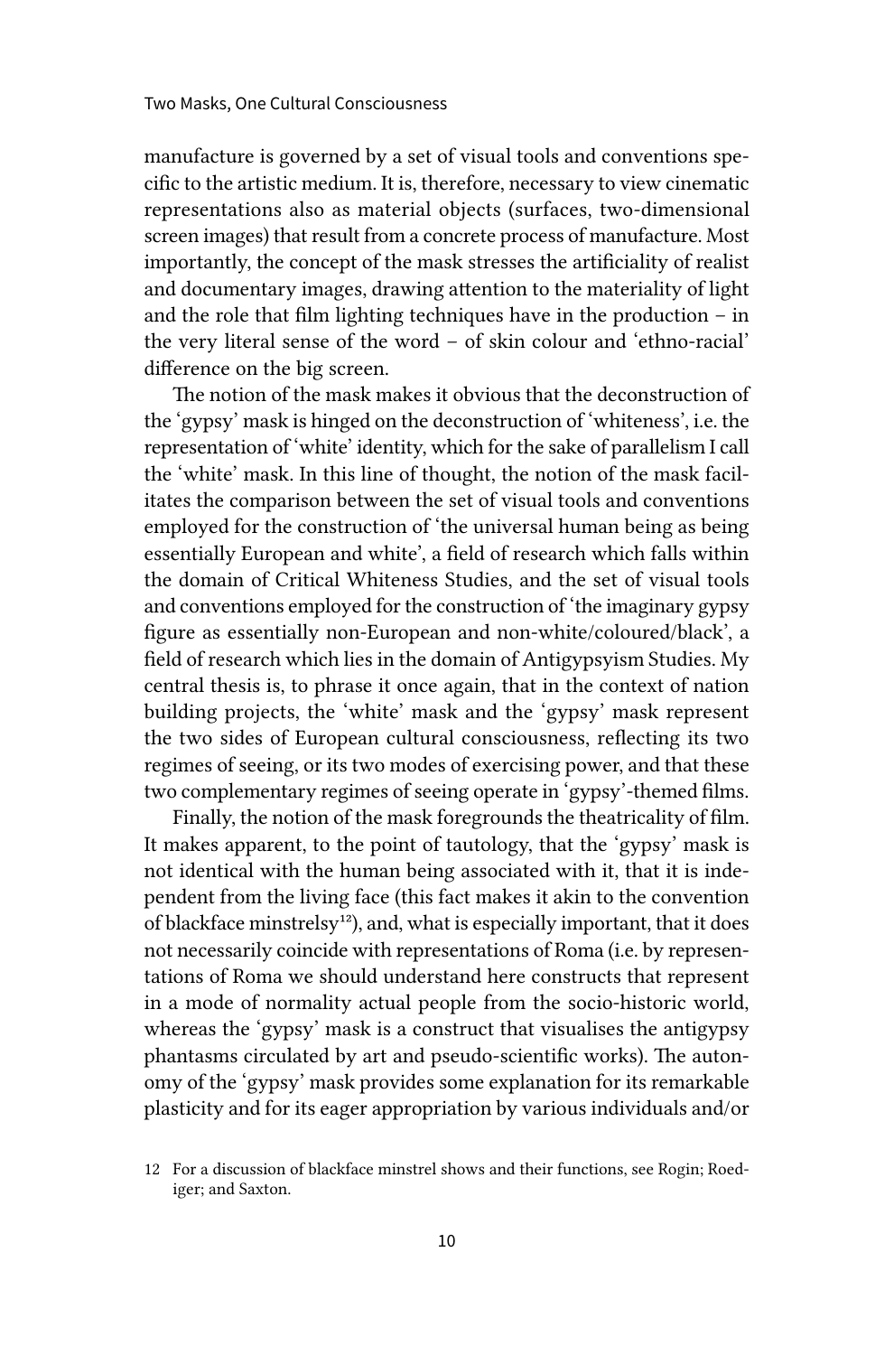manufacture is governed by a set of visual tools and conventions specific to the artistic medium. It is, therefore, necessary to view cinematic representations also as material objects (surfaces, two-dimensional screen images) that result from a concrete process of manufacture. Most importantly, the concept of the mask stresses the artificiality of realist and documentary images, drawing attention to the materiality of light and the role that film lighting techniques have in the production – in the very literal sense of the word – of skin colour and 'ethno-racial' difference on the big screen.

The notion of the mask makes it obvious that the deconstruction of the 'gypsy' mask is hinged on the deconstruction of 'whiteness', i.e. the representation of 'white' identity, which for the sake of parallelism I call the 'white' mask. In this line of thought, the notion of the mask facilitates the comparison between the set of visual tools and conventions employed for the construction of 'the universal human being as being essentially European and white', a field of research which falls within the domain of Critical Whiteness Studies, and the set of visual tools and conventions employed for the construction of 'the imaginary gypsy figure as essentially non-European and non-white/coloured/black', a field of research which lies in the domain of Antigypsyism Studies. My central thesis is, to phrase it once again, that in the context of nation building projects, the 'white' mask and the 'gypsy' mask represent the two sides of European cultural consciousness, reflecting its two regimes of seeing, or its two modes of exercising power, and that these two complementary regimes of seeing operate in 'gypsy'-themed films.

Finally, the notion of the mask foregrounds the theatricality of film. It makes apparent, to the point of tautology, that the 'gypsy' mask is not identical with the human being associated with it, that it is independent from the living face (this fact makes it akin to the convention of blackface minstrelsy[12]), and, what is especially important, that it does not necessarily coincide with representations of Roma (i.e. by representations of Roma we should understand here constructs that represent in a mode of normality actual people from the socio-historic world, whereas the 'gypsy' mask is a construct that visualises the antigypsy phantasms circulated by art and pseudo-scientific works). The autonomy of the 'gypsy' mask provides some explanation for its remarkable plasticity and for its eager appropriation by various individuals and/or

12 For a discussion of blackface minstrel shows and their functions, see Rogin; Roediger; and Saxton.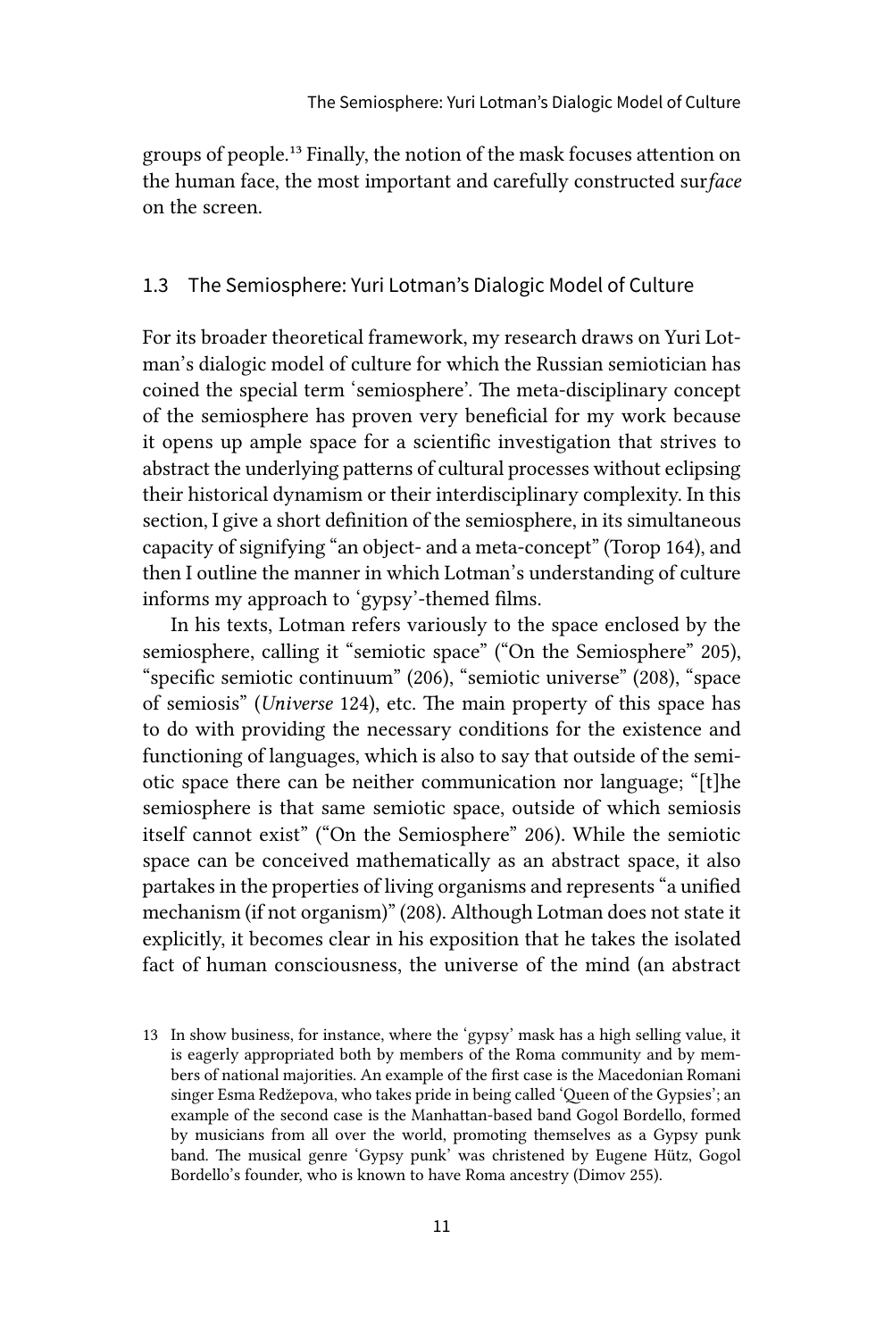groups of people.[13] Finally, the notion of the mask focuses attention on the human face, the most important and carefully constructed sur*face* on the screen.

## 1.3 The Semiosphere: Yuri Lotman's Dialogic Model of Culture

For its broader theoretical framework, my research draws on Yuri Lotman's dialogic model of culture for which the Russian semiotician has coined the special term 'semiosphere'. The meta-disciplinary concept of the semiosphere has proven very beneficial for my work because it opens up ample space for a scientific investigation that strives to abstract the underlying patterns of cultural processes without eclipsing their historical dynamism or their interdisciplinary complexity. In this section, I give a short definition of the semiosphere, in its simultaneous capacity of signifying "an object- and a meta-concept" (Torop 164), and then I outline the manner in which Lotman's understanding of culture informs my approach to 'gypsy'-themed films.

In his texts, Lotman refers variously to the space enclosed by the semiosphere, calling it "semiotic space" ("On the Semiosphere" 205), "specific semiotic continuum" (206), "semiotic universe" (208), "space of semiosis" (*Universe* 124), etc. The main property of this space has to do with providing the necessary conditions for the existence and functioning of languages, which is also to say that outside of the semiotic space there can be neither communication nor language; "[t]he semiosphere is that same semiotic space, outside of which semiosis itself cannot exist" ("On the Semiosphere" 206). While the semiotic space can be conceived mathematically as an abstract space, it also partakes in the properties of living organisms and represents "a unified mechanism (if not organism)" (208). Although Lotman does not state it explicitly, it becomes clear in his exposition that he takes the isolated fact of human consciousness, the universe of the mind (an abstract

13 In show business, for instance, where the 'gypsy' mask has a high selling value, it is eagerly appropriated both by members of the Roma community and by members of national majorities. An example of the first case is the Macedonian Romani singer Esma Redžepova, who takes pride in being called 'Queen of the Gypsies'; an example of the second case is the Manhattan-based band Gogol Bordello, formed by musicians from all over the world, promoting themselves as a Gypsy punk band. The musical genre 'Gypsy punk' was christened by Eugene Hütz, Gogol Bordello's founder, who is known to have Roma ancestry (Dimov 255).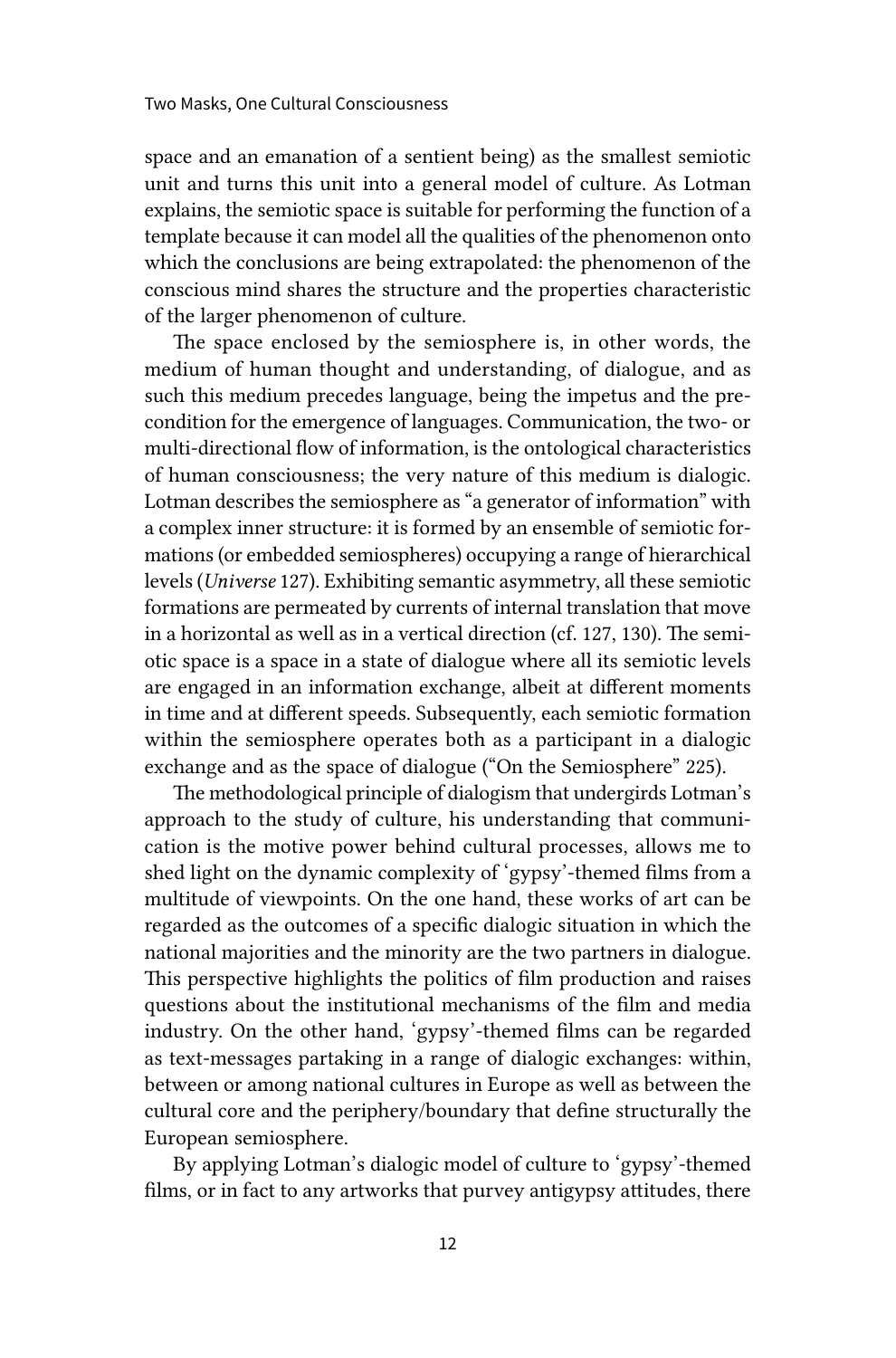space and an emanation of a sentient being) as the smallest semiotic unit and turns this unit into a general model of culture. As Lotman explains, the semiotic space is suitable for performing the function of a template because it can model all the qualities of the phenomenon onto which the conclusions are being extrapolated: the phenomenon of the conscious mind shares the structure and the properties characteristic of the larger phenomenon of culture.

The space enclosed by the semiosphere is, in other words, the medium of human thought and understanding, of dialogue, and as such this medium precedes language, being the impetus and the precondition for the emergence of languages. Communication, the two- or multi-directional flow of information, is the ontological characteristics of human consciousness; the very nature of this medium is dialogic. Lotman describes the semiosphere as "a generator of information" with a complex inner structure: it is formed by an ensemble of semiotic formations (or embedded semiospheres) occupying a range of hierarchical levels (*Universe* 127). Exhibiting semantic asymmetry, all these semiotic formations are permeated by currents of internal translation that move in a horizontal as well as in a vertical direction (cf. 127, 130). The semiotic space is a space in a state of dialogue where all its semiotic levels are engaged in an information exchange, albeit at different moments in time and at different speeds. Subsequently, each semiotic formation within the semiosphere operates both as a participant in a dialogic exchange and as the space of dialogue ("On the Semiosphere" 225).

The methodological principle of dialogism that undergirds Lotman's approach to the study of culture, his understanding that communication is the motive power behind cultural processes, allows me to shed light on the dynamic complexity of 'gypsy'-themed films from a multitude of viewpoints. On the one hand, these works of art can be regarded as the outcomes of a specific dialogic situation in which the national majorities and the minority are the two partners in dialogue. This perspective highlights the politics of film production and raises questions about the institutional mechanisms of the film and media industry. On the other hand, 'gypsy'-themed films can be regarded as text-messages partaking in a range of dialogic exchanges: within, between or among national cultures in Europe as well as between the cultural core and the periphery/boundary that define structurally the European semiosphere.

By applying Lotman's dialogic model of culture to 'gypsy'-themed films, or in fact to any artworks that purvey antigypsy attitudes, there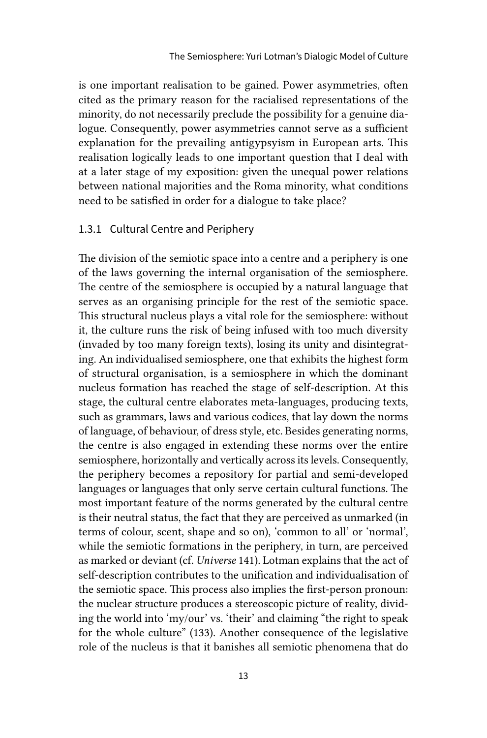is one important realisation to be gained. Power asymmetries, often cited as the primary reason for the racialised representations of the minority, do not necessarily preclude the possibility for a genuine dialogue. Consequently, power asymmetries cannot serve as a sufficient explanation for the prevailing antigypsyism in European arts. This realisation logically leads to one important question that I deal with at a later stage of my exposition: given the unequal power relations between national majorities and the Roma minority, what conditions need to be satisfied in order for a dialogue to take place?

### 1.3.1 Cultural Centre and Periphery

The division of the semiotic space into a centre and a periphery is one of the laws governing the internal organisation of the semiosphere. The centre of the semiosphere is occupied by a natural language that serves as an organising principle for the rest of the semiotic space. This structural nucleus plays a vital role for the semiosphere: without it, the culture runs the risk of being infused with too much diversity (invaded by too many foreign texts), losing its unity and disintegrating. An individualised semiosphere, one that exhibits the highest form of structural organisation, is a semiosphere in which the dominant nucleus formation has reached the stage of self-description. At this stage, the cultural centre elaborates meta-languages, producing texts, such as grammars, laws and various codices, that lay down the norms of language, of behaviour, of dress style, etc. Besides generating norms, the centre is also engaged in extending these norms over the entire semiosphere, horizontally and vertically across its levels. Consequently, the periphery becomes a repository for partial and semi-developed languages or languages that only serve certain cultural functions. The most important feature of the norms generated by the cultural centre is their neutral status, the fact that they are perceived as unmarked (in terms of colour, scent, shape and so on), 'common to all' or 'normal', while the semiotic formations in the periphery, in turn, are perceived as marked or deviant (cf. *Universe* 141). Lotman explains that the act of self-description contributes to the unification and individualisation of the semiotic space. This process also implies the first-person pronoun: the nuclear structure produces a stereoscopic picture of reality, dividing the world into 'my/our' vs. 'their' and claiming "the right to speak for the whole culture" (133). Another consequence of the legislative role of the nucleus is that it banishes all semiotic phenomena that do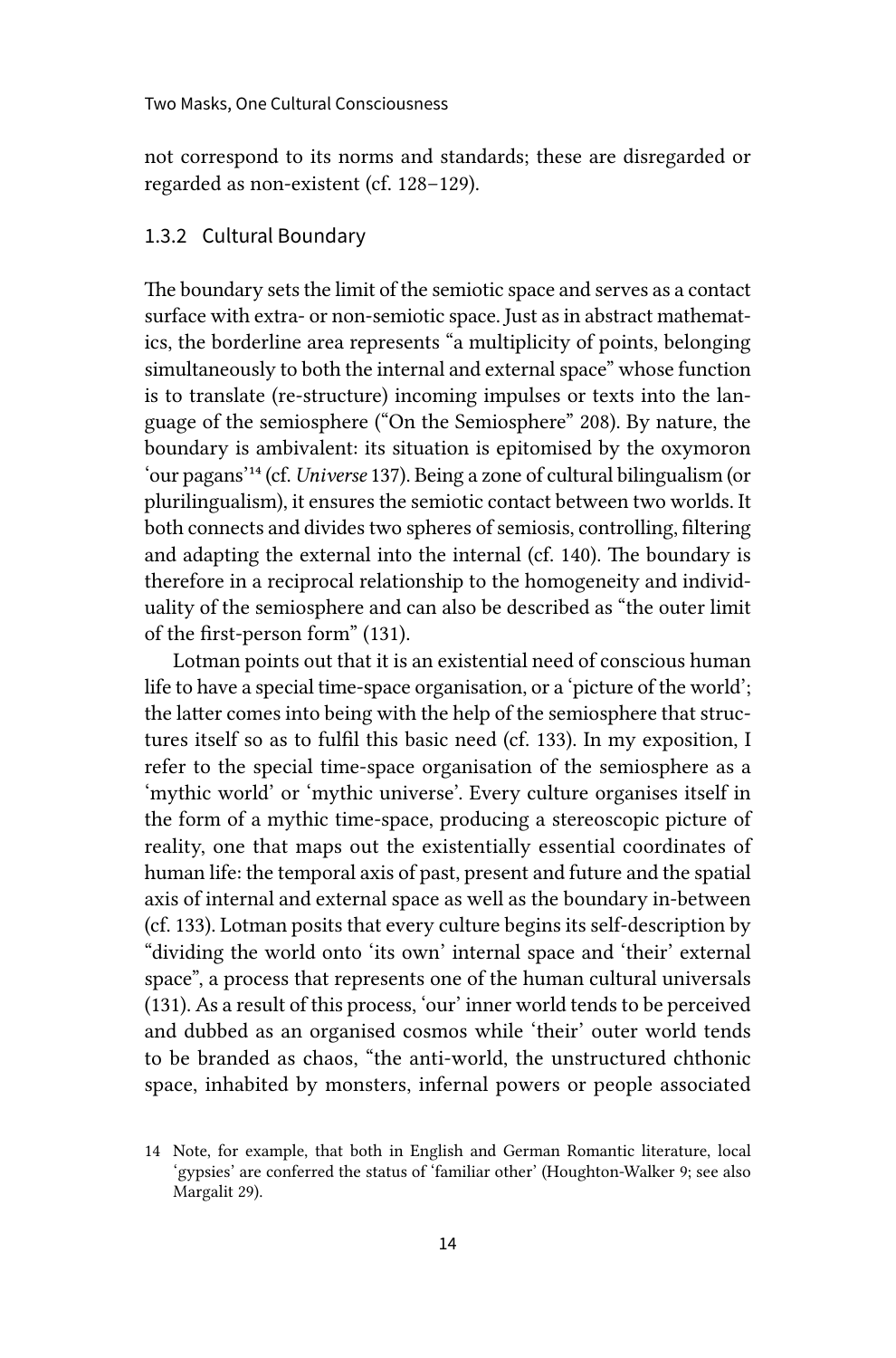not correspond to its norms and standards; these are disregarded or regarded as non-existent (cf. 128–129).

### 1.3.2 Cultural Boundary

The boundary sets the limit of the semiotic space and serves as a contact surface with extra- or non-semiotic space. Just as in abstract mathematics, the borderline area represents "a multiplicity of points, belonging simultaneously to both the internal and external space" whose function is to translate (re-structure) incoming impulses or texts into the language of the semiosphere ("On the Semiosphere" 208). By nature, the boundary is ambivalent: its situation is epitomised by the oxymoron 'our pagans'[14] (cf. *Universe* 137). Being a zone of cultural bilingualism (or plurilingualism), it ensures the semiotic contact between two worlds. It both connects and divides two spheres of semiosis, controlling, filtering and adapting the external into the internal (cf. 140). The boundary is therefore in a reciprocal relationship to the homogeneity and individuality of the semiosphere and can also be described as "the outer limit of the first-person form" (131).

Lotman points out that it is an existential need of conscious human life to have a special time-space organisation, or a 'picture of the world'; the latter comes into being with the help of the semiosphere that structures itself so as to fulfil this basic need (cf. 133). In my exposition, I refer to the special time-space organisation of the semiosphere as a 'mythic world' or 'mythic universe'. Every culture organises itself in the form of a mythic time-space, producing a stereoscopic picture of reality, one that maps out the existentially essential coordinates of human life: the temporal axis of past, present and future and the spatial axis of internal and external space as well as the boundary in-between (cf. 133). Lotman posits that every culture begins its self-description by "dividing the world onto 'its own' internal space and 'their' external space", a process that represents one of the human cultural universals (131). As a result of this process, 'our' inner world tends to be perceived and dubbed as an organised cosmos while 'their' outer world tends to be branded as chaos, "the anti-world, the unstructured chthonic space, inhabited by monsters, infernal powers or people associated

14 Note, for example, that both in English and German Romantic literature, local 'gypsies' are conferred the status of 'familiar other' (Houghton-Walker 9; see also Margalit 29).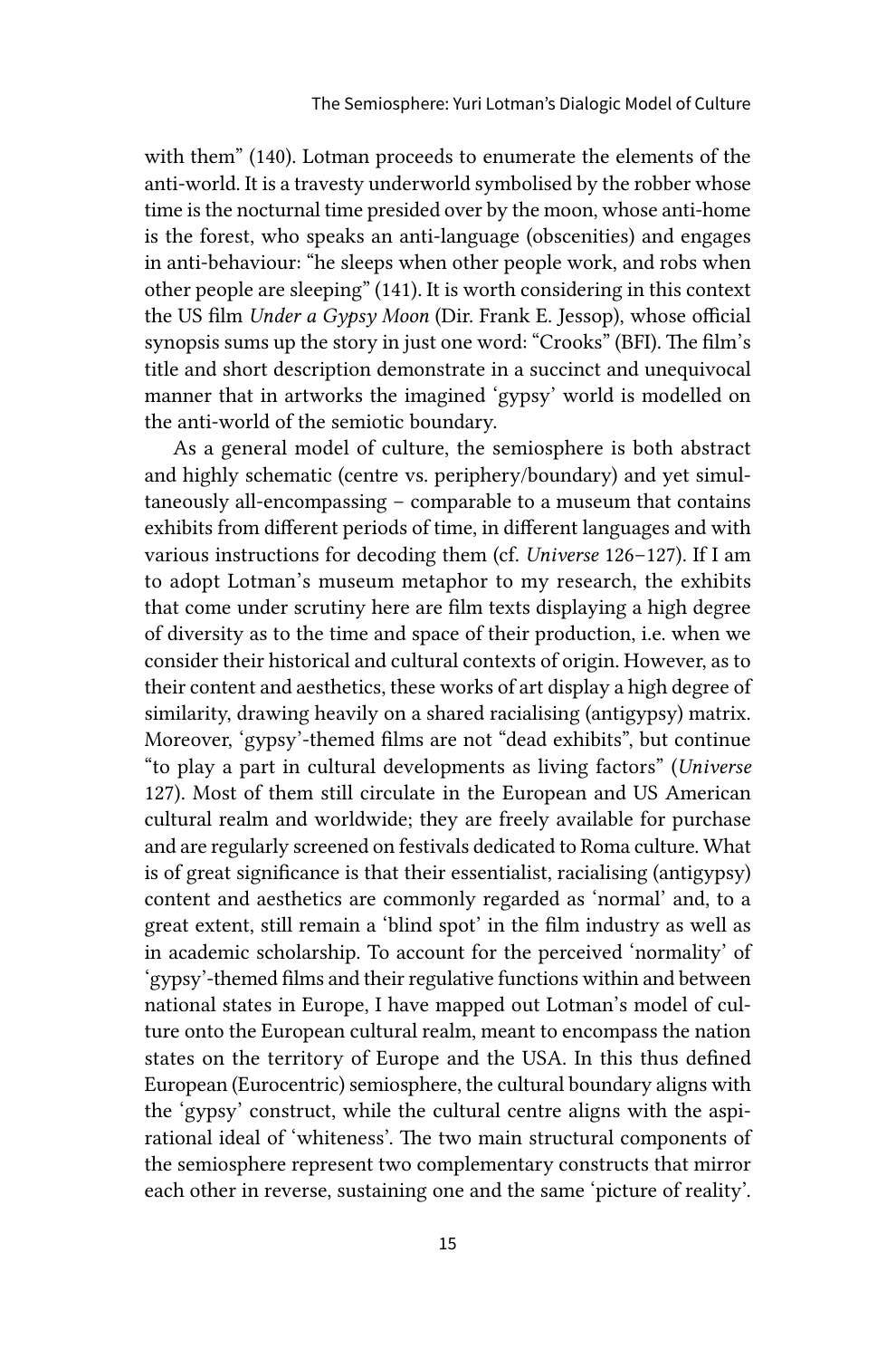with them" (140). Lotman proceeds to enumerate the elements of the anti-world. It is a travesty underworld symbolised by the robber whose time is the nocturnal time presided over by the moon, whose anti-home is the forest, who speaks an anti-language (obscenities) and engages in anti-behaviour: "he sleeps when other people work, and robs when other people are sleeping" (141). It is worth considering in this context the US film *Under a Gypsy Moon* (Dir. Frank E. Jessop), whose official synopsis sums up the story in just one word: "Crooks" (BFI). The film's title and short description demonstrate in a succinct and unequivocal manner that in artworks the imagined 'gypsy' world is modelled on the anti-world of the semiotic boundary.

As a general model of culture, the semiosphere is both abstract and highly schematic (centre vs. periphery/boundary) and yet simultaneously all-encompassing – comparable to a museum that contains exhibits from different periods of time, in different languages and with various instructions for decoding them (cf. *Universe* 126–127). If I am to adopt Lotman's museum metaphor to my research, the exhibits that come under scrutiny here are film texts displaying a high degree of diversity as to the time and space of their production, i.e. when we consider their historical and cultural contexts of origin. However, as to their content and aesthetics, these works of art display a high degree of similarity, drawing heavily on a shared racialising (antigypsy) matrix. Moreover, 'gypsy'-themed films are not "dead exhibits", but continue "to play a part in cultural developments as living factors" (*Universe* 127). Most of them still circulate in the European and US American cultural realm and worldwide; they are freely available for purchase and are regularly screened on festivals dedicated to Roma culture. What is of great significance is that their essentialist, racialising (antigypsy) content and aesthetics are commonly regarded as 'normal' and, to a great extent, still remain a 'blind spot' in the film industry as well as in academic scholarship. To account for the perceived 'normality' of 'gypsy'-themed films and their regulative functions within and between national states in Europe, I have mapped out Lotman's model of culture onto the European cultural realm, meant to encompass the nation states on the territory of Europe and the USA. In this thus defined European (Eurocentric) semiosphere, the cultural boundary aligns with the 'gypsy' construct, while the cultural centre aligns with the aspirational ideal of 'whiteness'. The two main structural components of the semiosphere represent two complementary constructs that mirror each other in reverse, sustaining one and the same 'picture of reality'.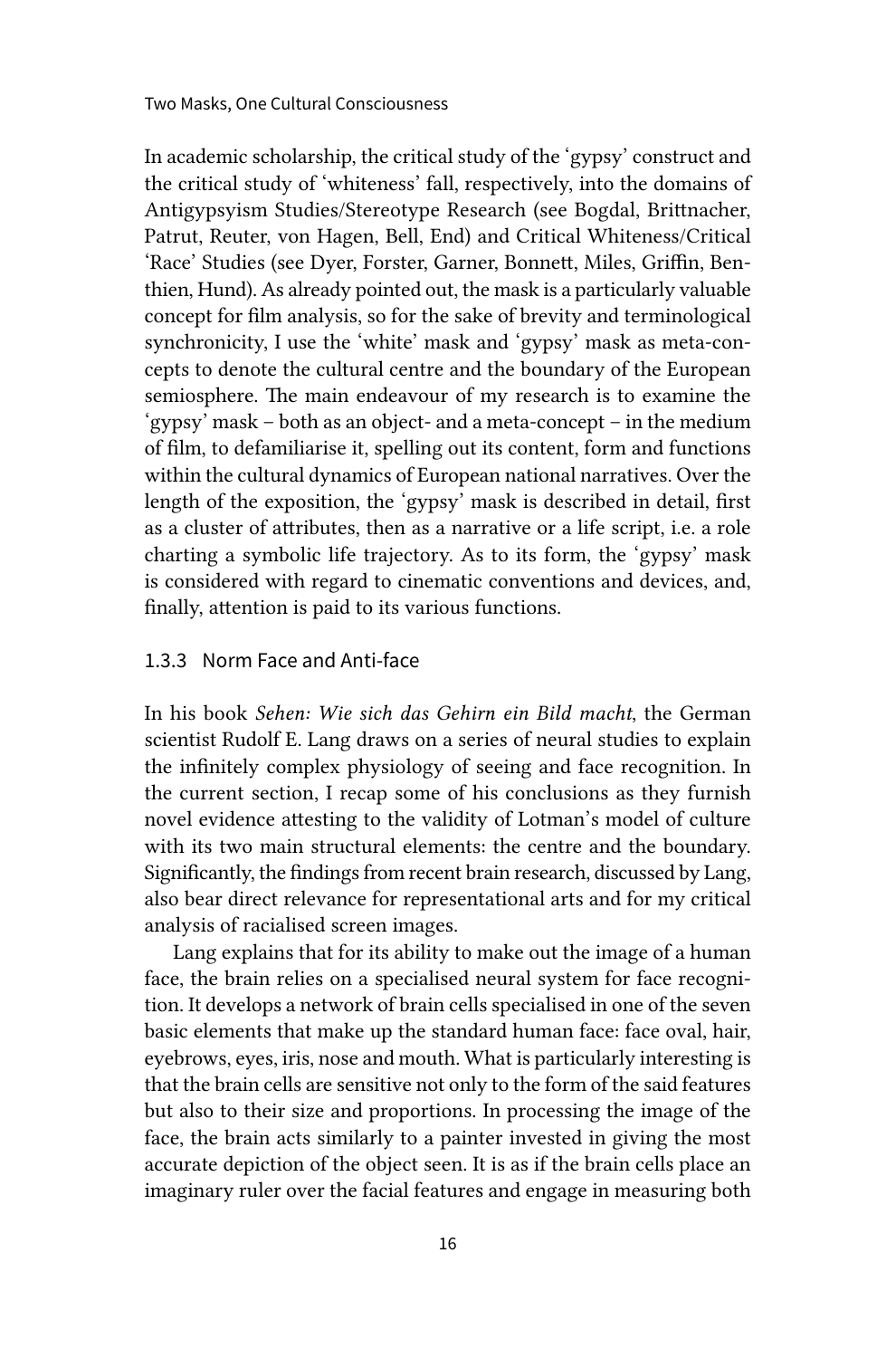In academic scholarship, the critical study of the 'gypsy' construct and the critical study of 'whiteness' fall, respectively, into the domains of Antigypsyism Studies/Stereotype Research (see Bogdal, Brittnacher, Patrut, Reuter, von Hagen, Bell, End) and Critical Whiteness/Critical 'Race' Studies (see Dyer, Forster, Garner, Bonnett, Miles, Griffin, Benthien, Hund). As already pointed out, the mask is a particularly valuable concept for film analysis, so for the sake of brevity and terminological synchronicity, I use the 'white' mask and 'gypsy' mask as meta-concepts to denote the cultural centre and the boundary of the European semiosphere. The main endeavour of my research is to examine the 'gypsy' mask – both as an object- and a meta-concept – in the medium of film, to defamiliarise it, spelling out its content, form and functions within the cultural dynamics of European national narratives. Over the length of the exposition, the 'gypsy' mask is described in detail, first as a cluster of attributes, then as a narrative or a life script, i.e. a role charting a symbolic life trajectory. As to its form, the 'gypsy' mask is considered with regard to cinematic conventions and devices, and, finally, attention is paid to its various functions.

### 1.3.3 Norm Face and Anti-face

In his book *Sehen: Wie sich das Gehirn ein Bild macht*, the German scientist Rudolf E. Lang draws on a series of neural studies to explain the infinitely complex physiology of seeing and face recognition. In the current section, I recap some of his conclusions as they furnish novel evidence attesting to the validity of Lotman's model of culture with its two main structural elements: the centre and the boundary. Significantly, the findings from recent brain research, discussed by Lang, also bear direct relevance for representational arts and for my critical analysis of racialised screen images.

Lang explains that for its ability to make out the image of a human face, the brain relies on a specialised neural system for face recognition. It develops a network of brain cells specialised in one of the seven basic elements that make up the standard human face: face oval, hair, eyebrows, eyes, iris, nose and mouth. What is particularly interesting is that the brain cells are sensitive not only to the form of the said features but also to their size and proportions. In processing the image of the face, the brain acts similarly to a painter invested in giving the most accurate depiction of the object seen. It is as if the brain cells place an imaginary ruler over the facial features and engage in measuring both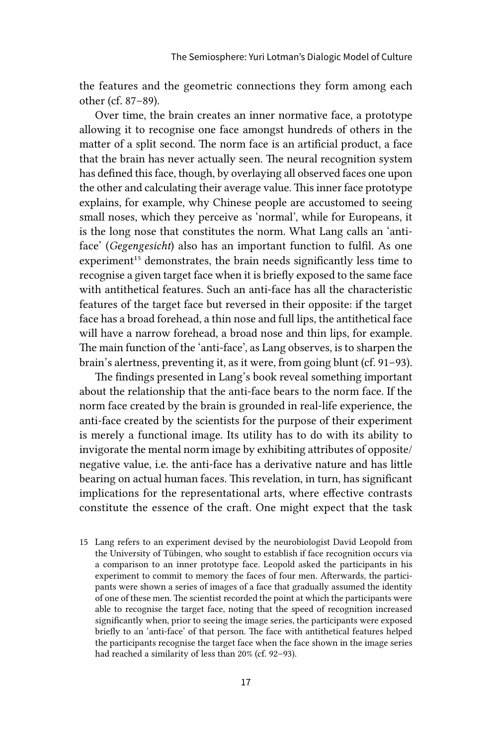the features and the geometric connections they form among each other (cf. 87–89).

Over time, the brain creates an inner normative face, a prototype allowing it to recognise one face amongst hundreds of others in the matter of a split second. The norm face is an artificial product, a face that the brain has never actually seen. The neural recognition system has defined this face, though, by overlaying all observed faces one upon the other and calculating their average value. This inner face prototype explains, for example, why Chinese people are accustomed to seeing small noses, which they perceive as 'normal', while for Europeans, it is the long nose that constitutes the norm. What Lang calls an 'anti-face' (*Gegengesicht*) also has an important function to fulfil. As one experiment[15] demonstrates, the brain needs significantly less time to recognise a given target face when it is briefly exposed to the same face with antithetical features. Such an anti-face has all the characteristic features of the target face but reversed in their opposite: if the target face has a broad forehead, a thin nose and full lips, the antithetical face will have a narrow forehead, a broad nose and thin lips, for example. The main function of the 'anti-face', as Lang observes, is to sharpen the brain's alertness, preventing it, as it were, from going blunt (cf. 91–93).

The findings presented in Lang's book reveal something important about the relationship that the anti-face bears to the norm face. If the norm face created by the brain is grounded in real-life experience, the anti-face created by the scientists for the purpose of their experiment is merely a functional image. Its utility has to do with its ability to invigorate the mental norm image by exhibiting attributes of opposite/negative value, i.e. the anti-face has a derivative nature and has little bearing on actual human faces. This revelation, in turn, has significant implications for the representational arts, where effective contrasts constitute the essence of the craft. One might expect that the task

15 Lang refers to an experiment devised by the neurobiologist David Leopold from the University of Tübingen, who sought to establish if face recognition occurs via a comparison to an inner prototype face. Leopold asked the participants in his experiment to commit to memory the faces of four men. Afterwards, the participants were shown a series of images of a face that gradually assumed the identity of one of these men. The scientist recorded the point at which the participants were able to recognise the target face, noting that the speed of recognition increased significantly when, prior to seeing the image series, the participants were exposed briefly to an 'anti-face' of that person. The face with antithetical features helped the participants recognise the target face when the face shown in the image series had reached a similarity of less than 20% (cf. 92–93).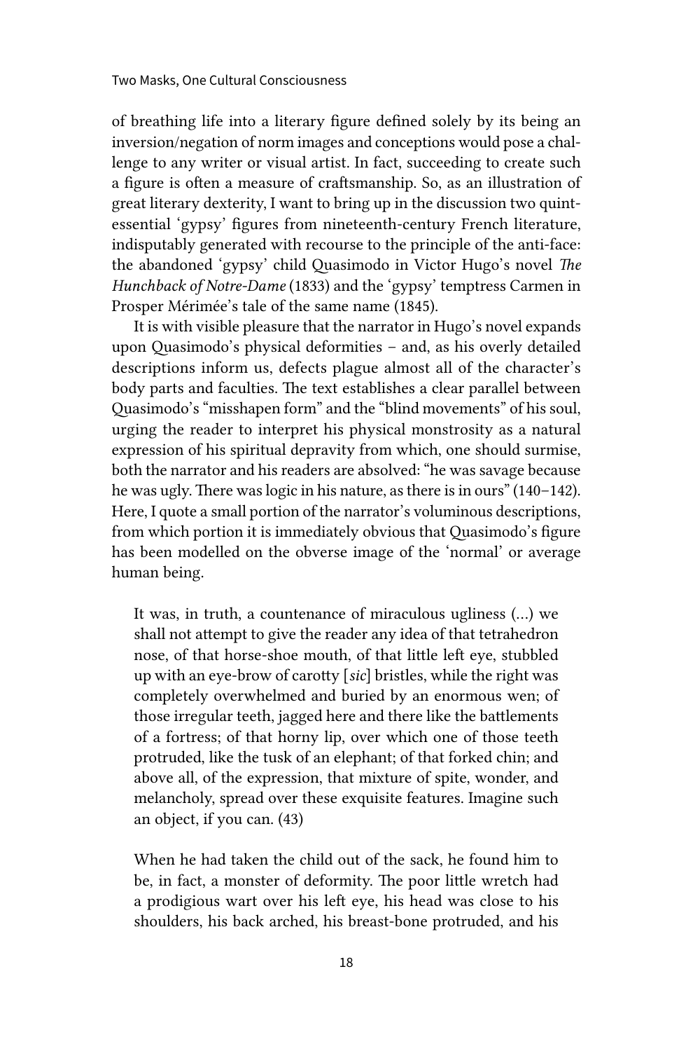of breathing life into a literary figure defined solely by its being an inversion/negation of norm images and conceptions would pose a challenge to any writer or visual artist. In fact, succeeding to create such a figure is often a measure of craftsmanship. So, as an illustration of great literary dexterity, I want to bring up in the discussion two quintessential 'gypsy' figures from nineteenth-century French literature, indisputably generated with recourse to the principle of the anti-face: the abandoned 'gypsy' child Quasimodo in Victor Hugo's novel *The Hunchback of Notre-Dame* (1833) and the 'gypsy' temptress Carmen in Prosper Mérimée's tale of the same name (1845).

It is with visible pleasure that the narrator in Hugo's novel expands upon Quasimodo's physical deformities – and, as his overly detailed descriptions inform us, defects plague almost all of the character's body parts and faculties. The text establishes a clear parallel between Quasimodo's "misshapen form" and the "blind movements" of his soul, urging the reader to interpret his physical monstrosity as a natural expression of his spiritual depravity from which, one should surmise, both the narrator and his readers are absolved: "he was savage because he was ugly. There was logic in his nature, as there is in ours" (140–142). Here, I quote a small portion of the narrator's voluminous descriptions, from which portion it is immediately obvious that Quasimodo's figure has been modelled on the obverse image of the 'normal' or average human being.

> It was, in truth, a countenance of miraculous ugliness (...) we shall not attempt to give the reader any idea of that tetrahedron nose, of that horse-shoe mouth, of that little left eye, stubbled up with an eye-brow of carotty [*sic*] bristles, while the right was completely overwhelmed and buried by an enormous wen; of those irregular teeth, jagged here and there like the battlements of a fortress; of that horny lip, over which one of those teeth protruded, like the tusk of an elephant; of that forked chin; and above all, of the expression, that mixture of spite, wonder, and melancholy, spread over these exquisite features. Imagine such an object, if you can. (43)

> When he had taken the child out of the sack, he found him to be, in fact, a monster of deformity. The poor little wretch had a prodigious wart over his left eye, his head was close to his shoulders, his back arched, his breast-bone protruded, and his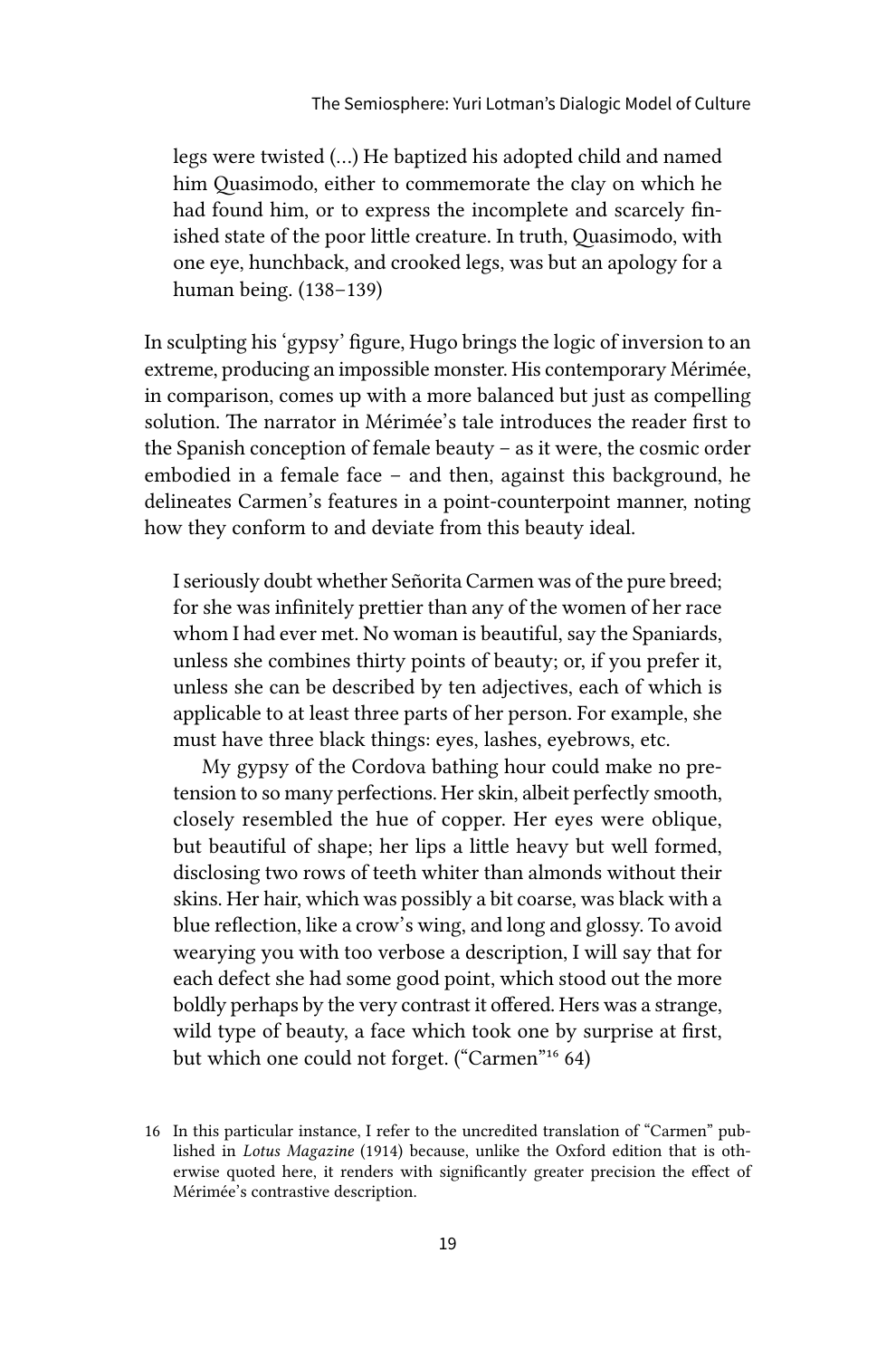> legs were twisted (...) He baptized his adopted child and named him Quasimodo, either to commemorate the clay on which he had found him, or to express the incomplete and scarcely finished state of the poor little creature. In truth, Quasimodo, with one eye, hunchback, and crooked legs, was but an apology for a human being. (138–139)

In sculpting his 'gypsy' figure, Hugo brings the logic of inversion to an extreme, producing an impossible monster. His contemporary Mérimée, in comparison, comes up with a more balanced but just as compelling solution. The narrator in Mérimée's tale introduces the reader first to the Spanish conception of female beauty – as it were, the cosmic order embodied in a female face – and then, against this background, he delineates Carmen's features in a point-counterpoint manner, noting how they conform to and deviate from this beauty ideal.

> I seriously doubt whether Señorita Carmen was of the pure breed; for she was infinitely prettier than any of the women of her race whom I had ever met. No woman is beautiful, say the Spaniards, unless she combines thirty points of beauty; or, if you prefer it, unless she can be described by ten adjectives, each of which is applicable to at least three parts of her person. For example, she must have three black things: eyes, lashes, eyebrows, etc.
>
> My gypsy of the Cordova bathing hour could make no pretension to so many perfections. Her skin, albeit perfectly smooth, closely resembled the hue of copper. Her eyes were oblique, but beautiful of shape; her lips a little heavy but well formed, disclosing two rows of teeth whiter than almonds without their skins. Her hair, which was possibly a bit coarse, was black with a blue reflection, like a crow's wing, and long and glossy. To avoid wearying you with too verbose a description, I will say that for each defect she had some good point, which stood out the more boldly perhaps by the very contrast it offered. Hers was a strange, wild type of beauty, a face which took one by surprise at first, but which one could not forget. ("Carmen"[16] 64)

16 In this particular instance, I refer to the uncredited translation of "Carmen" published in *Lotus Magazine* (1914) because, unlike the Oxford edition that is otherwise quoted here, it renders with significantly greater precision the effect of Mérimée's contrastive description.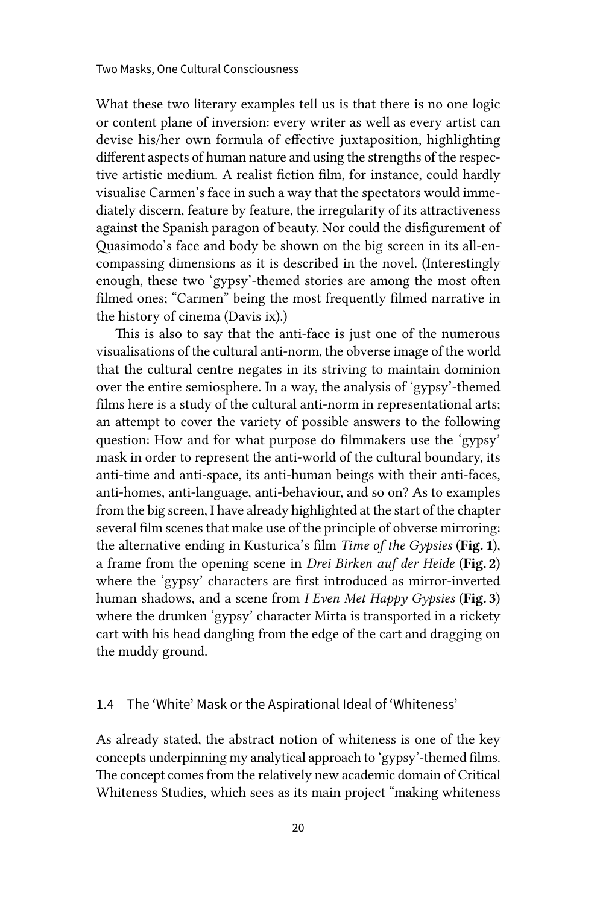What these two literary examples tell us is that there is no one logic or content plane of inversion: every writer as well as every artist can devise his/her own formula of effective juxtaposition, highlighting different aspects of human nature and using the strengths of the respective artistic medium. A realist fiction film, for instance, could hardly visualise Carmen's face in such a way that the spectators would immediately discern, feature by feature, the irregularity of its attractiveness against the Spanish paragon of beauty. Nor could the disfigurement of Quasimodo's face and body be shown on the big screen in its all-encompassing dimensions as it is described in the novel. (Interestingly enough, these two 'gypsy'-themed stories are among the most often filmed ones; "Carmen" being the most frequently filmed narrative in the history of cinema (Davis ix).)

This is also to say that the anti-face is just one of the numerous visualisations of the cultural anti-norm, the obverse image of the world that the cultural centre negates in its striving to maintain dominion over the entire semiosphere. In a way, the analysis of 'gypsy'-themed films here is a study of the cultural anti-norm in representational arts; an attempt to cover the variety of possible answers to the following question: How and for what purpose do filmmakers use the 'gypsy' mask in order to represent the anti-world of the cultural boundary, its anti-time and anti-space, its anti-human beings with their anti-faces, anti-homes, anti-language, anti-behaviour, and so on? As to examples from the big screen, I have already highlighted at the start of the chapter several film scenes that make use of the principle of obverse mirroring: the alternative ending in Kusturica's film *Time of the Gypsies* (**Fig. 1**), a frame from the opening scene in *Drei Birken auf der Heide* (**Fig. 2**) where the 'gypsy' characters are first introduced as mirror-inverted human shadows, and a scene from *I Even Met Happy Gypsies* (**Fig. 3**) where the drunken 'gypsy' character Mirta is transported in a rickety cart with his head dangling from the edge of the cart and dragging on the muddy ground.

## 1.4 The 'White' Mask or the Aspirational Ideal of 'Whiteness'

As already stated, the abstract notion of whiteness is one of the key concepts underpinning my analytical approach to 'gypsy'-themed films. The concept comes from the relatively new academic domain of Critical Whiteness Studies, which sees as its main project "making whiteness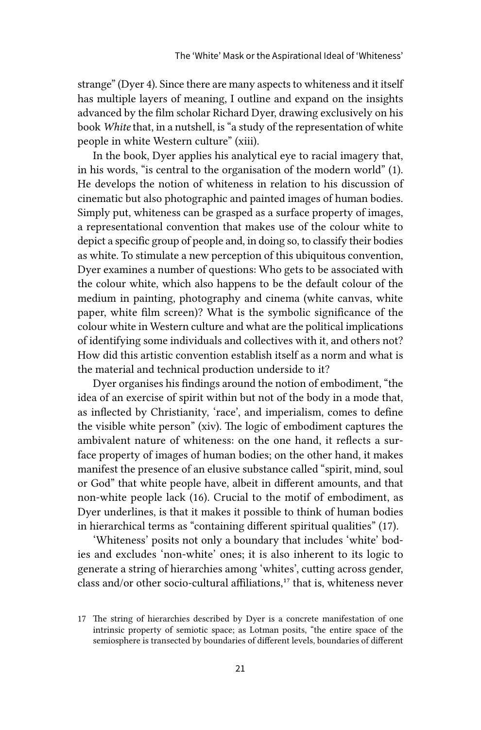strange" (Dyer 4). Since there are many aspects to whiteness and it itself has multiple layers of meaning, I outline and expand on the insights advanced by the film scholar Richard Dyer, drawing exclusively on his book *White* that, in a nutshell, is "a study of the representation of white people in white Western culture" (xiii).

In the book, Dyer applies his analytical eye to racial imagery that, in his words, "is central to the organisation of the modern world" (1). He develops the notion of whiteness in relation to his discussion of cinematic but also photographic and painted images of human bodies. Simply put, whiteness can be grasped as a surface property of images, a representational convention that makes use of the colour white to depict a specific group of people and, in doing so, to classify their bodies as white. To stimulate a new perception of this ubiquitous convention, Dyer examines a number of questions: Who gets to be associated with the colour white, which also happens to be the default colour of the medium in painting, photography and cinema (white canvas, white paper, white film screen)? What is the symbolic significance of the colour white in Western culture and what are the political implications of identifying some individuals and collectives with it, and others not? How did this artistic convention establish itself as a norm and what is the material and technical production underside to it?

Dyer organises his findings around the notion of embodiment, "the idea of an exercise of spirit within but not of the body in a mode that, as inflected by Christianity, 'race', and imperialism, comes to define the visible white person" (xiv). The logic of embodiment captures the ambivalent nature of whiteness: on the one hand, it reflects a surface property of images of human bodies; on the other hand, it makes manifest the presence of an elusive substance called "spirit, mind, soul or God" that white people have, albeit in different amounts, and that non-white people lack (16). Crucial to the motif of embodiment, as Dyer underlines, is that it makes it possible to think of human bodies in hierarchical terms as "containing different spiritual qualities" (17).

'Whiteness' posits not only a boundary that includes 'white' bodies and excludes 'non-white' ones; it is also inherent to its logic to generate a string of hierarchies among 'whites', cutting across gender, class and/or other socio-cultural affiliations,[17] that is, whiteness never

17 The string of hierarchies described by Dyer is a concrete manifestation of one intrinsic property of semiotic space; as Lotman posits, "the entire space of the semiosphere is transected by boundaries of different levels, boundaries of different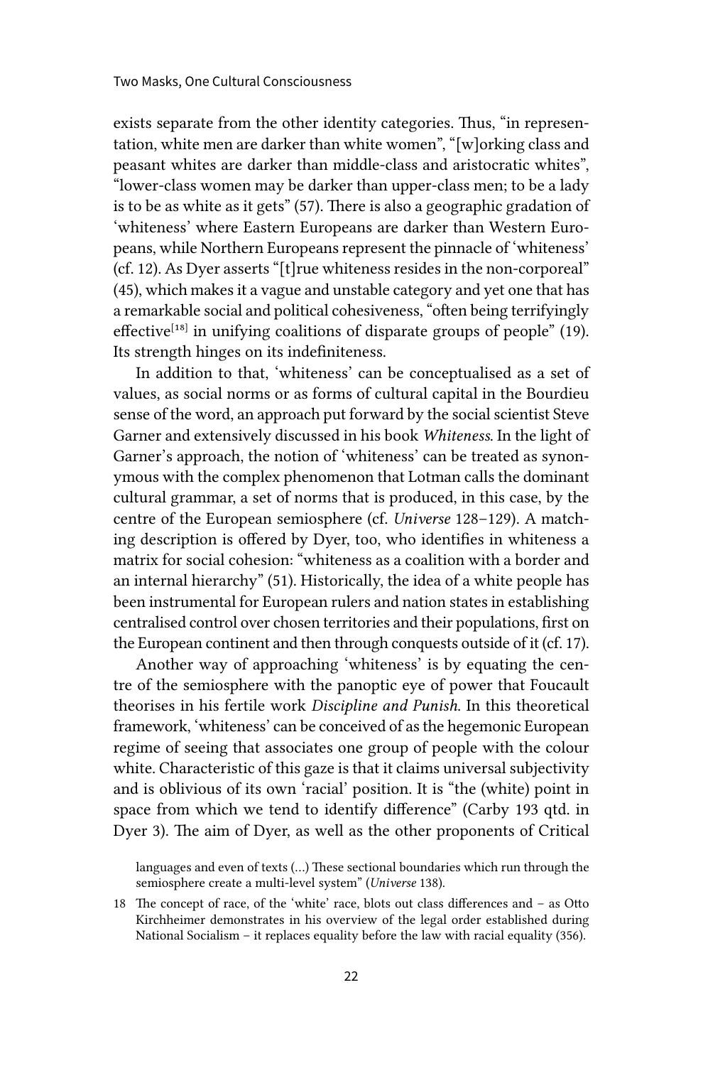exists separate from the other identity categories. Thus, "in representation, white men are darker than white women", "[w]orking class and peasant whites are darker than middle-class and aristocratic whites", "lower-class women may be darker than upper-class men; to be a lady is to be as white as it gets" (57). There is also a geographic gradation of 'whiteness' where Eastern Europeans are darker than Western Europeans, while Northern Europeans represent the pinnacle of 'whiteness' (cf. 12). As Dyer asserts "[t]rue whiteness resides in the non-corporeal" (45), which makes it a vague and unstable category and yet one that has a remarkable social and political cohesiveness, "often being terrifyingly effective[18] in unifying coalitions of disparate groups of people" (19). Its strength hinges on its indefiniteness.

In addition to that, 'whiteness' can be conceptualised as a set of values, as social norms or as forms of cultural capital in the Bourdieu sense of the word, an approach put forward by the social scientist Steve Garner and extensively discussed in his book *Whiteness*. In the light of Garner's approach, the notion of 'whiteness' can be treated as synonymous with the complex phenomenon that Lotman calls the dominant cultural grammar, a set of norms that is produced, in this case, by the centre of the European semiosphere (cf. *Universe* 128–129). A matching description is offered by Dyer, too, who identifies in whiteness a matrix for social cohesion: "whiteness as a coalition with a border and an internal hierarchy" (51). Historically, the idea of a white people has been instrumental for European rulers and nation states in establishing centralised control over chosen territories and their populations, first on the European continent and then through conquests outside of it (cf. 17).

Another way of approaching 'whiteness' is by equating the centre of the semiosphere with the panoptic eye of power that Foucault theorises in his fertile work *Discipline and Punish*. In this theoretical framework, 'whiteness' can be conceived of as the hegemonic European regime of seeing that associates one group of people with the colour white. Characteristic of this gaze is that it claims universal subjectivity and is oblivious of its own 'racial' position. It is "the (white) point in space from which we tend to identify difference" (Carby 193 qtd. in Dyer 3). The aim of Dyer, as well as the other proponents of Critical

languages and even of texts (…) These sectional boundaries which run through the semiosphere create a multi-level system" (*Universe* 138).

18 The concept of race, of the 'white' race, blots out class differences and – as Otto Kirchheimer demonstrates in his overview of the legal order established during National Socialism – it replaces equality before the law with racial equality (356).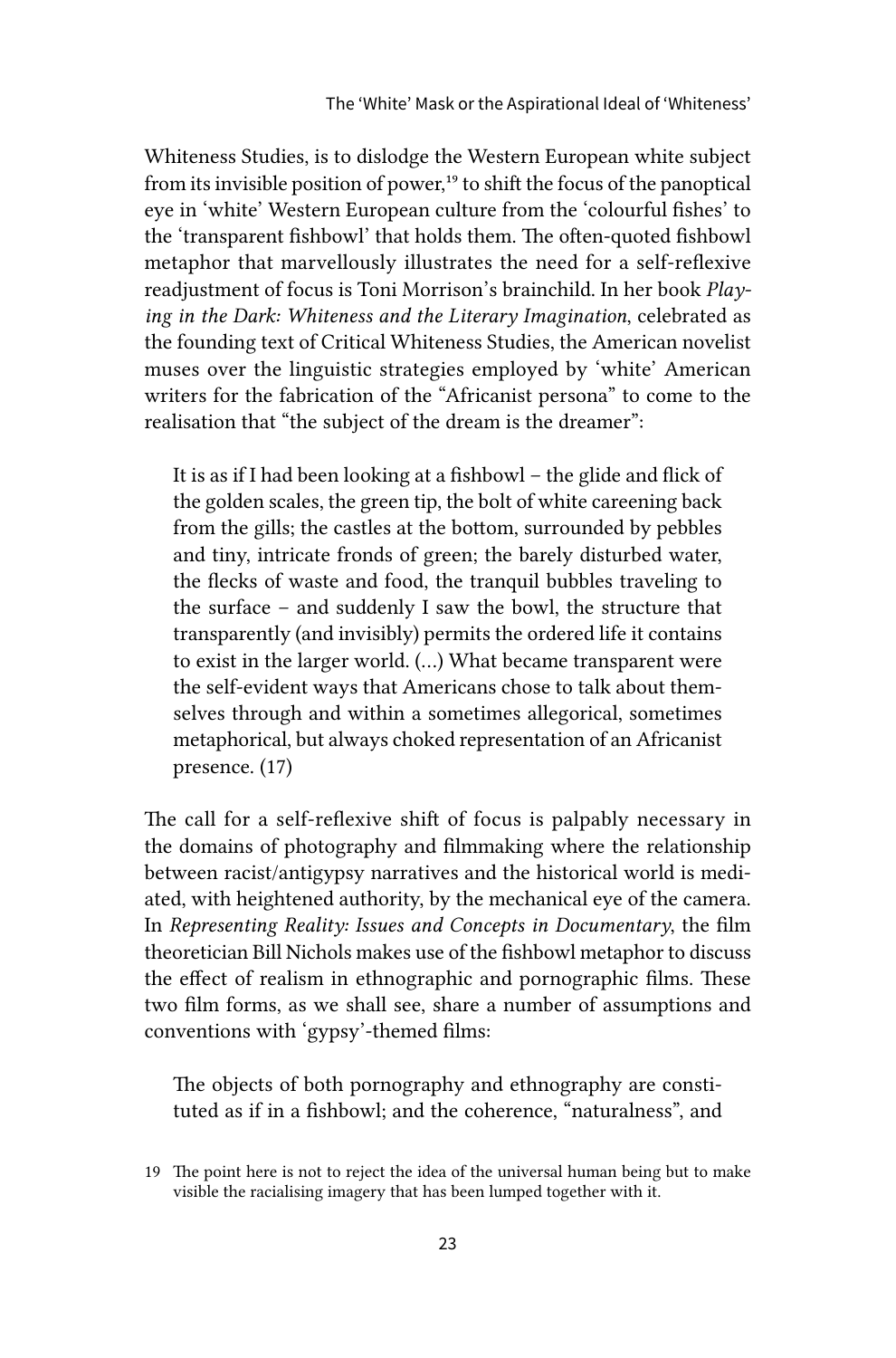Whiteness Studies, is to dislodge the Western European white subject from its invisible position of power,[19] to shift the focus of the panoptical eye in 'white' Western European culture from the 'colourful fishes' to the 'transparent fishbowl' that holds them. The often-quoted fishbowl metaphor that marvellously illustrates the need for a self-reflexive readjustment of focus is Toni Morrison's brainchild. In her book *Playing in the Dark: Whiteness and the Literary Imagination*, celebrated as the founding text of Critical Whiteness Studies, the American novelist muses over the linguistic strategies employed by 'white' American writers for the fabrication of the "Africanist persona" to come to the realisation that "the subject of the dream is the dreamer":

> It is as if I had been looking at a fishbowl – the glide and flick of the golden scales, the green tip, the bolt of white careening back from the gills; the castles at the bottom, surrounded by pebbles and tiny, intricate fronds of green; the barely disturbed water, the flecks of waste and food, the tranquil bubbles traveling to the surface – and suddenly I saw the bowl, the structure that transparently (and invisibly) permits the ordered life it contains to exist in the larger world. (…) What became transparent were the self-evident ways that Americans chose to talk about themselves through and within a sometimes allegorical, sometimes metaphorical, but always choked representation of an Africanist presence. (17)

The call for a self-reflexive shift of focus is palpably necessary in the domains of photography and filmmaking where the relationship between racist/antigypsy narratives and the historical world is mediated, with heightened authority, by the mechanical eye of the camera. In *Representing Reality: Issues and Concepts in Documentary*, the film theoretician Bill Nichols makes use of the fishbowl metaphor to discuss the effect of realism in ethnographic and pornographic films. These two film forms, as we shall see, share a number of assumptions and conventions with 'gypsy'-themed films:

> The objects of both pornography and ethnography are constituted as if in a fishbowl; and the coherence, "naturalness", and

19 The point here is not to reject the idea of the universal human being but to make visible the racialising imagery that has been lumped together with it.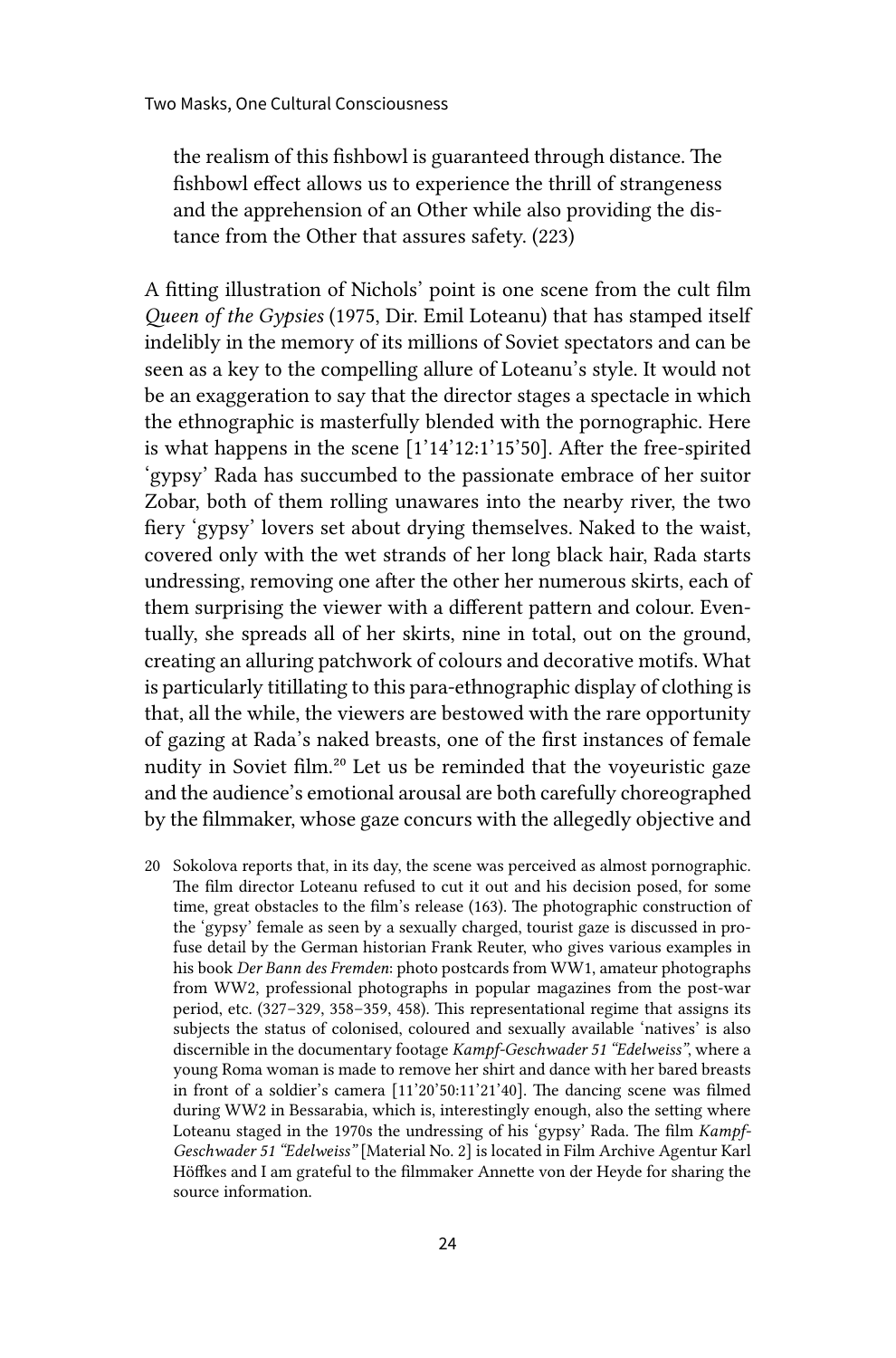> the realism of this fishbowl is guaranteed through distance. The fishbowl effect allows us to experience the thrill of strangeness and the apprehension of an Other while also providing the distance from the Other that assures safety. (223)

A fitting illustration of Nichols' point is one scene from the cult film *Queen of the Gypsies* (1975, Dir. Emil Loteanu) that has stamped itself indelibly in the memory of its millions of Soviet spectators and can be seen as a key to the compelling allure of Loteanu's style. It would not be an exaggeration to say that the director stages a spectacle in which the ethnographic is masterfully blended with the pornographic. Here is what happens in the scene [1'14'12:1'15'50]. After the free-spirited 'gypsy' Rada has succumbed to the passionate embrace of her suitor Zobar, both of them rolling unawares into the nearby river, the two fiery 'gypsy' lovers set about drying themselves. Naked to the waist, covered only with the wet strands of her long black hair, Rada starts undressing, removing one after the other her numerous skirts, each of them surprising the viewer with a different pattern and colour. Eventually, she spreads all of her skirts, nine in total, out on the ground, creating an alluring patchwork of colours and decorative motifs. What is particularly titillating to this para-ethnographic display of clothing is that, all the while, the viewers are bestowed with the rare opportunity of gazing at Rada's naked breasts, one of the first instances of female nudity in Soviet film.[20] Let us be reminded that the voyeuristic gaze and the audience's emotional arousal are both carefully choreographed by the filmmaker, whose gaze concurs with the allegedly objective and

20 Sokolova reports that, in its day, the scene was perceived as almost pornographic. The film director Loteanu refused to cut it out and his decision posed, for some time, great obstacles to the film's release (163). The photographic construction of the 'gypsy' female as seen by a sexually charged, tourist gaze is discussed in profuse detail by the German historian Frank Reuter, who gives various examples in his book *Der Bann des Fremden*: photo postcards from WW1, amateur photographs from WW2, professional photographs in popular magazines from the post-war period, etc. (327–329, 358–359, 458). This representational regime that assigns its subjects the status of colonised, coloured and sexually available 'natives' is also discernible in the documentary footage *Kampf-Geschwader 51 "Edelweiss"*, where a young Roma woman is made to remove her shirt and dance with her bared breasts in front of a soldier's camera [11'20'50:11'21'40]. The dancing scene was filmed during WW2 in Bessarabia, which is, interestingly enough, also the setting where Loteanu staged in the 1970s the undressing of his 'gypsy' Rada. The film *Kampf-Geschwader 51 "Edelweiss"* [Material No. 2] is located in Film Archive Agentur Karl Höffkes and I am grateful to the filmmaker Annette von der Heyde for sharing the source information.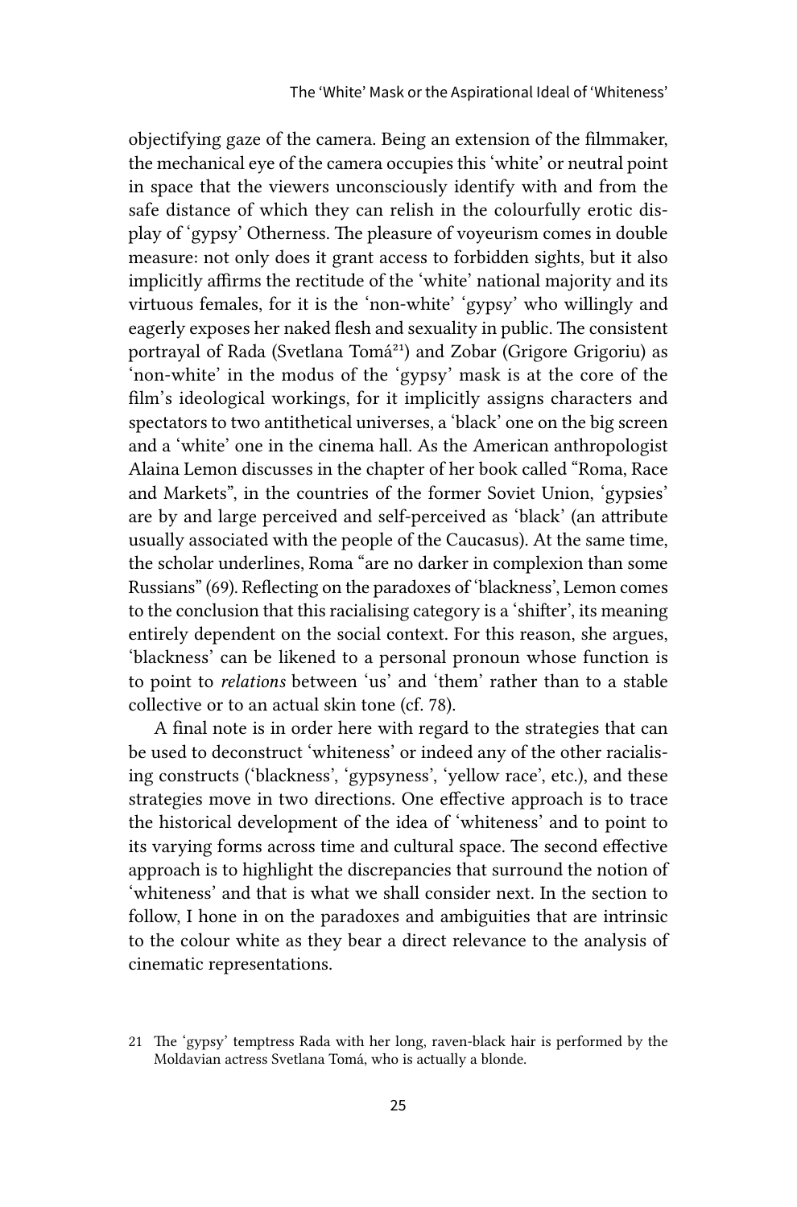objectifying gaze of the camera. Being an extension of the filmmaker, the mechanical eye of the camera occupies this 'white' or neutral point in space that the viewers unconsciously identify with and from the safe distance of which they can relish in the colourfully erotic display of 'gypsy' Otherness. The pleasure of voyeurism comes in double measure: not only does it grant access to forbidden sights, but it also implicitly affirms the rectitude of the 'white' national majority and its virtuous females, for it is the 'non-white' 'gypsy' who willingly and eagerly exposes her naked flesh and sexuality in public. The consistent portrayal of Rada (Svetlana Tomá[21]) and Zobar (Grigore Grigoriu) as 'non-white' in the modus of the 'gypsy' mask is at the core of the film's ideological workings, for it implicitly assigns characters and spectators to two antithetical universes, a 'black' one on the big screen and a 'white' one in the cinema hall. As the American anthropologist Alaina Lemon discusses in the chapter of her book called "Roma, Race and Markets", in the countries of the former Soviet Union, 'gypsies' are by and large perceived and self-perceived as 'black' (an attribute usually associated with the people of the Caucasus). At the same time, the scholar underlines, Roma "are no darker in complexion than some Russians" (69). Reflecting on the paradoxes of 'blackness', Lemon comes to the conclusion that this racialising category is a 'shifter', its meaning entirely dependent on the social context. For this reason, she argues, 'blackness' can be likened to a personal pronoun whose function is to point to *relations* between 'us' and 'them' rather than to a stable collective or to an actual skin tone (cf. 78).

A final note is in order here with regard to the strategies that can be used to deconstruct 'whiteness' or indeed any of the other racialising constructs ('blackness', 'gypsyness', 'yellow race', etc.), and these strategies move in two directions. One effective approach is to trace the historical development of the idea of 'whiteness' and to point to its varying forms across time and cultural space. The second effective approach is to highlight the discrepancies that surround the notion of 'whiteness' and that is what we shall consider next. In the section to follow, I hone in on the paradoxes and ambiguities that are intrinsic to the colour white as they bear a direct relevance to the analysis of cinematic representations.

21 The 'gypsy' temptress Rada with her long, raven-black hair is performed by the Moldavian actress Svetlana Tomá, who is actually a blonde.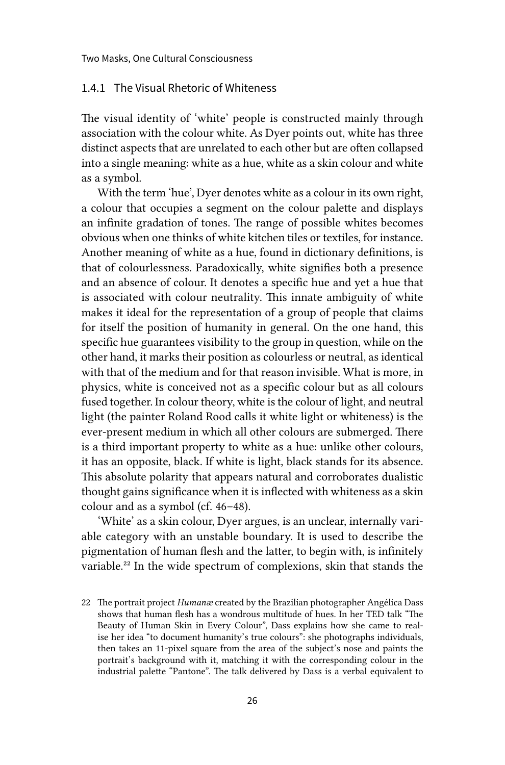### 1.4.1 The Visual Rhetoric of Whiteness

The visual identity of 'white' people is constructed mainly through association with the colour white. As Dyer points out, white has three distinct aspects that are unrelated to each other but are often collapsed into a single meaning: white as a hue, white as a skin colour and white as a symbol.

With the term 'hue', Dyer denotes white as a colour in its own right, a colour that occupies a segment on the colour palette and displays an infinite gradation of tones. The range of possible whites becomes obvious when one thinks of white kitchen tiles or textiles, for instance. Another meaning of white as a hue, found in dictionary definitions, is that of colourlessness. Paradoxically, white signifies both a presence and an absence of colour. It denotes a specific hue and yet a hue that is associated with colour neutrality. This innate ambiguity of white makes it ideal for the representation of a group of people that claims for itself the position of humanity in general. On the one hand, this specific hue guarantees visibility to the group in question, while on the other hand, it marks their position as colourless or neutral, as identical with that of the medium and for that reason invisible. What is more, in physics, white is conceived not as a specific colour but as all colours fused together. In colour theory, white is the colour of light, and neutral light (the painter Roland Rood calls it white light or whiteness) is the ever-present medium in which all other colours are submerged. There is a third important property to white as a hue: unlike other colours, it has an opposite, black. If white is light, black stands for its absence. This absolute polarity that appears natural and corroborates dualistic thought gains significance when it is inflected with whiteness as a skin colour and as a symbol (cf. 46–48).

'White' as a skin colour, Dyer argues, is an unclear, internally variable category with an unstable boundary. It is used to describe the pigmentation of human flesh and the latter, to begin with, is infinitely variable.[22] In the wide spectrum of complexions, skin that stands the

22 The portrait project *Humanæ* created by the Brazilian photographer Angélica Dass shows that human flesh has a wondrous multitude of hues. In her TED talk "The Beauty of Human Skin in Every Colour", Dass explains how she came to realise her idea "to document humanity's true colours": she photographs individuals, then takes an 11-pixel square from the area of the subject's nose and paints the portrait's background with it, matching it with the corresponding colour in the industrial palette "Pantone". The talk delivered by Dass is a verbal equivalent to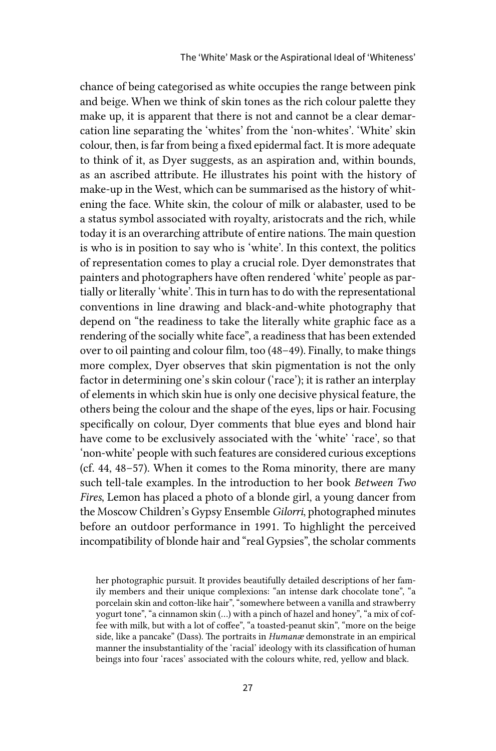chance of being categorised as white occupies the range between pink and beige. When we think of skin tones as the rich colour palette they make up, it is apparent that there is not and cannot be a clear demarcation line separating the 'whites' from the 'non-whites'. 'White' skin colour, then, is far from being a fixed epidermal fact. It is more adequate to think of it, as Dyer suggests, as an aspiration and, within bounds, as an ascribed attribute. He illustrates his point with the history of make-up in the West, which can be summarised as the history of whitening the face. White skin, the colour of milk or alabaster, used to be a status symbol associated with royalty, aristocrats and the rich, while today it is an overarching attribute of entire nations. The main question is who is in position to say who is 'white'. In this context, the politics of representation comes to play a crucial role. Dyer demonstrates that painters and photographers have often rendered 'white' people as partially or literally 'white'. This in turn has to do with the representational conventions in line drawing and black-and-white photography that depend on "the readiness to take the literally white graphic face as a rendering of the socially white face", a readiness that has been extended over to oil painting and colour film, too (48–49). Finally, to make things more complex, Dyer observes that skin pigmentation is not the only factor in determining one's skin colour ('race'); it is rather an interplay of elements in which skin hue is only one decisive physical feature, the others being the colour and the shape of the eyes, lips or hair. Focusing specifically on colour, Dyer comments that blue eyes and blond hair have come to be exclusively associated with the 'white' 'race', so that 'non-white' people with such features are considered curious exceptions (cf. 44, 48–57). When it comes to the Roma minority, there are many such tell-tale examples. In the introduction to her book *Between Two Fires*, Lemon has placed a photo of a blonde girl, a young dancer from the Moscow Children's Gypsy Ensemble *Gilorri*, photographed minutes before an outdoor performance in 1991. To highlight the perceived incompatibility of blonde hair and "real Gypsies", the scholar comments

her photographic pursuit. It provides beautifully detailed descriptions of her family members and their unique complexions: "an intense dark chocolate tone", "a porcelain skin and cotton-like hair", "somewhere between a vanilla and strawberry yogurt tone", "a cinnamon skin (…) with a pinch of hazel and honey", "a mix of coffee with milk, but with a lot of coffee", "a toasted-peanut skin", "more on the beige side, like a pancake" (Dass). The portraits in *Humanæ* demonstrate in an empirical manner the insubstantiality of the 'racial' ideology with its classification of human beings into four 'races' associated with the colours white, red, yellow and black.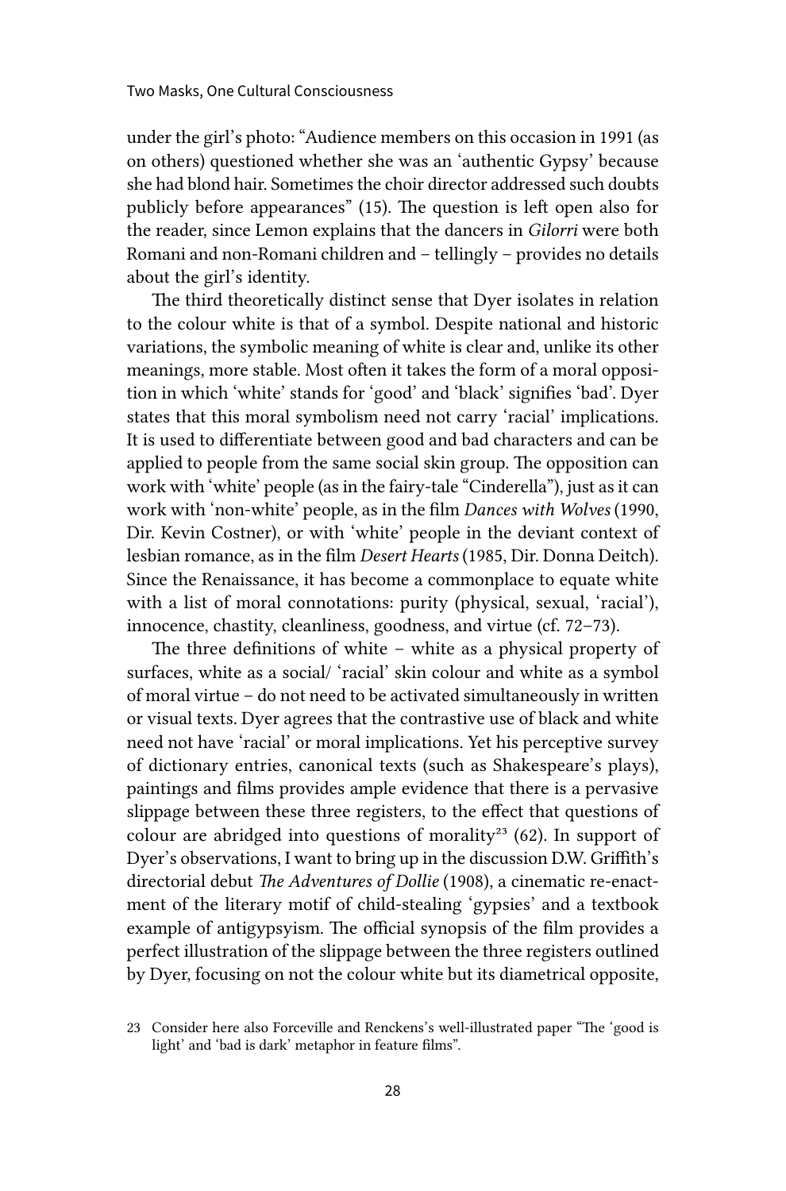under the girl's photo: "Audience members on this occasion in 1991 (as on others) questioned whether she was an 'authentic Gypsy' because she had blond hair. Sometimes the choir director addressed such doubts publicly before appearances" (15). The question is left open also for the reader, since Lemon explains that the dancers in *Gilorri* were both Romani and non-Romani children and – tellingly – provides no details about the girl's identity.

The third theoretically distinct sense that Dyer isolates in relation to the colour white is that of a symbol. Despite national and historic variations, the symbolic meaning of white is clear and, unlike its other meanings, more stable. Most often it takes the form of a moral opposition in which 'white' stands for 'good' and 'black' signifies 'bad'. Dyer states that this moral symbolism need not carry 'racial' implications. It is used to differentiate between good and bad characters and can be applied to people from the same social skin group. The opposition can work with 'white' people (as in the fairy-tale "Cinderella"), just as it can work with 'non-white' people, as in the film *Dances with Wolves* (1990, Dir. Kevin Costner), or with 'white' people in the deviant context of lesbian romance, as in the film *Desert Hearts* (1985, Dir. Donna Deitch). Since the Renaissance, it has become a commonplace to equate white with a list of moral connotations: purity (physical, sexual, 'racial'), innocence, chastity, cleanliness, goodness, and virtue (cf. 72–73).

The three definitions of white – white as a physical property of surfaces, white as a social/ 'racial' skin colour and white as a symbol of moral virtue – do not need to be activated simultaneously in written or visual texts. Dyer agrees that the contrastive use of black and white need not have 'racial' or moral implications. Yet his perceptive survey of dictionary entries, canonical texts (such as Shakespeare's plays), paintings and films provides ample evidence that there is a pervasive slippage between these three registers, to the effect that questions of colour are abridged into questions of morality[23] (62). In support of Dyer's observations, I want to bring up in the discussion D.W. Griffith's directorial debut *The Adventures of Dollie* (1908), a cinematic re-enactment of the literary motif of child-stealing 'gypsies' and a textbook example of antigypsyism. The official synopsis of the film provides a perfect illustration of the slippage between the three registers outlined by Dyer, focusing on not the colour white but its diametrical opposite,

23 Consider here also Forceville and Renckens's well-illustrated paper "The 'good is light' and 'bad is dark' metaphor in feature films".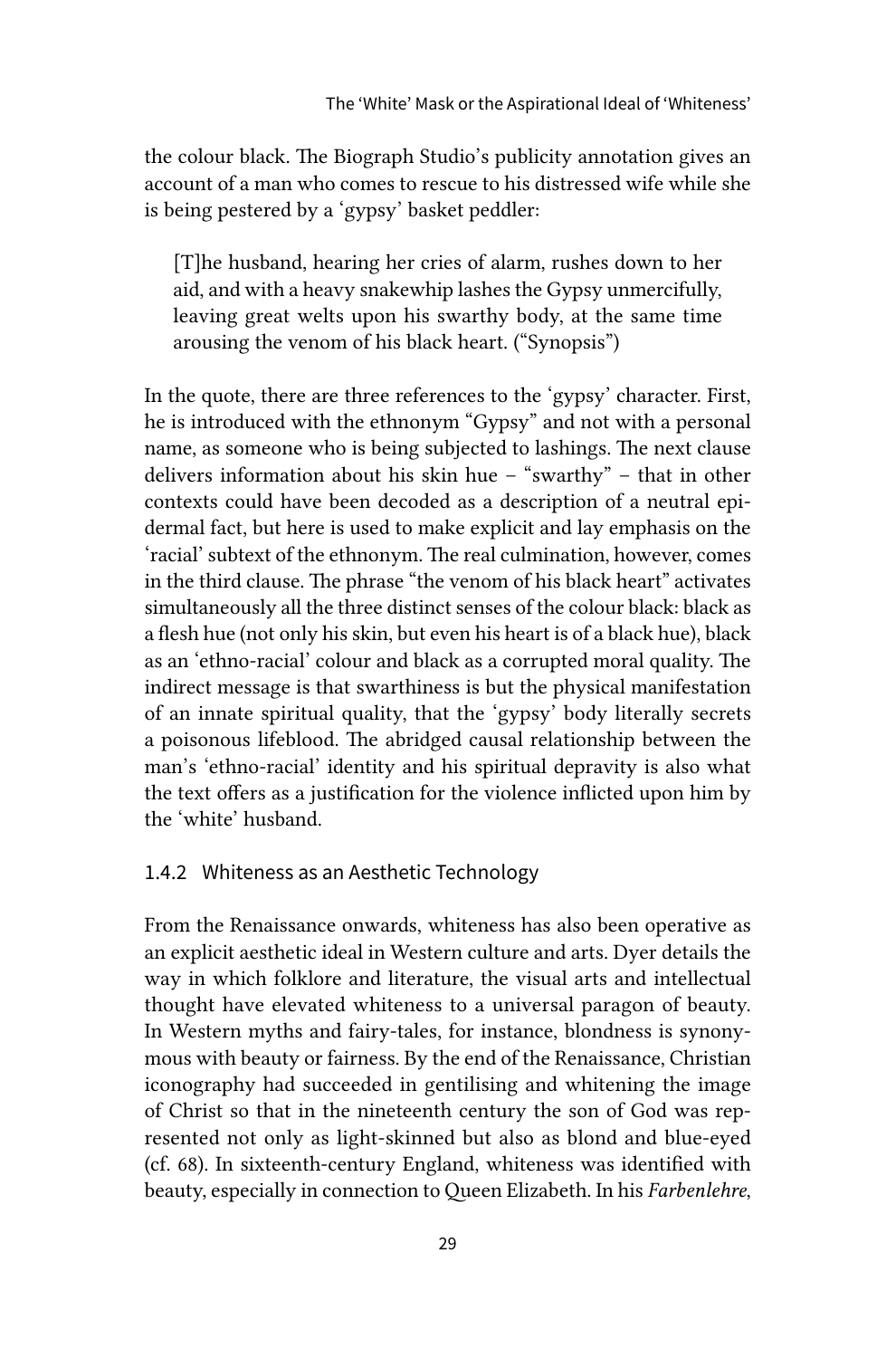the colour black. The Biograph Studio's publicity annotation gives an account of a man who comes to rescue to his distressed wife while she is being pestered by a 'gypsy' basket peddler:

> [T]he husband, hearing her cries of alarm, rushes down to her aid, and with a heavy snakewhip lashes the Gypsy unmercifully, leaving great welts upon his swarthy body, at the same time arousing the venom of his black heart. ("Synopsis")

In the quote, there are three references to the 'gypsy' character. First, he is introduced with the ethnonym "Gypsy" and not with a personal name, as someone who is being subjected to lashings. The next clause delivers information about his skin hue – "swarthy" – that in other contexts could have been decoded as a description of a neutral epidermal fact, but here is used to make explicit and lay emphasis on the 'racial' subtext of the ethnonym. The real culmination, however, comes in the third clause. The phrase "the venom of his black heart" activates simultaneously all the three distinct senses of the colour black: black as a flesh hue (not only his skin, but even his heart is of a black hue), black as an 'ethno-racial' colour and black as a corrupted moral quality. The indirect message is that swarthiness is but the physical manifestation of an innate spiritual quality, that the 'gypsy' body literally secrets a poisonous lifeblood. The abridged causal relationship between the man's 'ethno-racial' identity and his spiritual depravity is also what the text offers as a justification for the violence inflicted upon him by the 'white' husband.

### 1.4.2 Whiteness as an Aesthetic Technology

From the Renaissance onwards, whiteness has also been operative as an explicit aesthetic ideal in Western culture and arts. Dyer details the way in which folklore and literature, the visual arts and intellectual thought have elevated whiteness to a universal paragon of beauty. In Western myths and fairy-tales, for instance, blondness is synonymous with beauty or fairness. By the end of the Renaissance, Christian iconography had succeeded in gentilising and whitening the image of Christ so that in the nineteenth century the son of God was represented not only as light-skinned but also as blond and blue-eyed (cf. 68). In sixteenth-century England, whiteness was identified with beauty, especially in connection to Queen Elizabeth. In his *Farbenlehre*,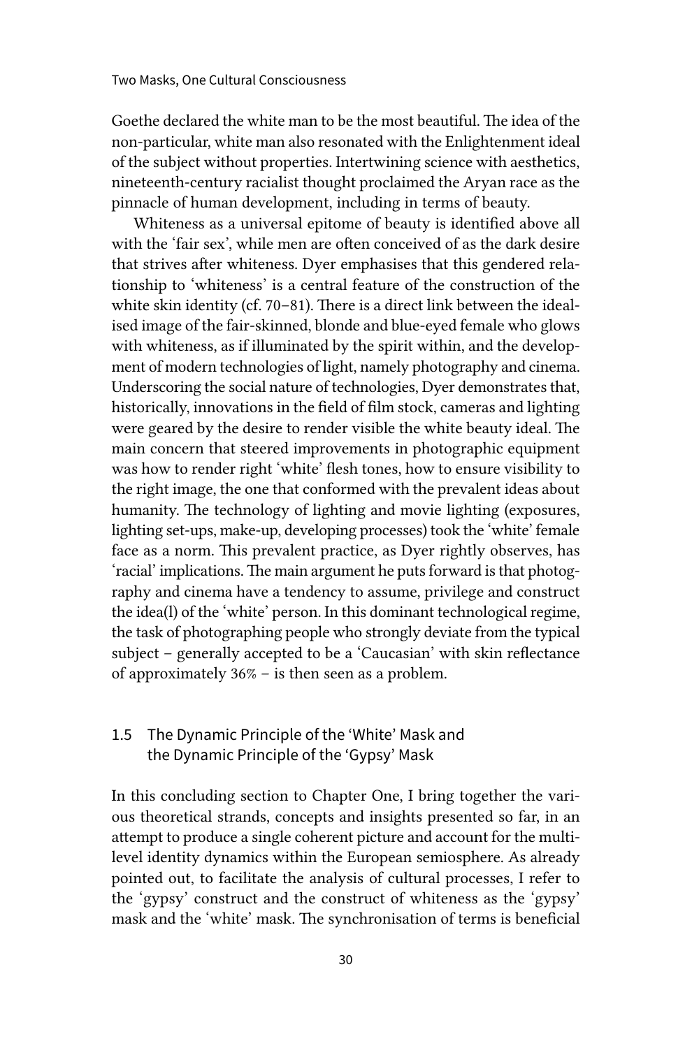Goethe declared the white man to be the most beautiful. The idea of the non-particular, white man also resonated with the Enlightenment ideal of the subject without properties. Intertwining science with aesthetics, nineteenth-century racialist thought proclaimed the Aryan race as the pinnacle of human development, including in terms of beauty.

Whiteness as a universal epitome of beauty is identified above all with the 'fair sex', while men are often conceived of as the dark desire that strives after whiteness. Dyer emphasises that this gendered relationship to 'whiteness' is a central feature of the construction of the white skin identity (cf. 70–81). There is a direct link between the idealised image of the fair-skinned, blonde and blue-eyed female who glows with whiteness, as if illuminated by the spirit within, and the development of modern technologies of light, namely photography and cinema. Underscoring the social nature of technologies, Dyer demonstrates that, historically, innovations in the field of film stock, cameras and lighting were geared by the desire to render visible the white beauty ideal. The main concern that steered improvements in photographic equipment was how to render right 'white' flesh tones, how to ensure visibility to the right image, the one that conformed with the prevalent ideas about humanity. The technology of lighting and movie lighting (exposures, lighting set-ups, make-up, developing processes) took the 'white' female face as a norm. This prevalent practice, as Dyer rightly observes, has 'racial' implications. The main argument he puts forward is that photography and cinema have a tendency to assume, privilege and construct the idea(l) of the 'white' person. In this dominant technological regime, the task of photographing people who strongly deviate from the typical subject – generally accepted to be a 'Caucasian' with skin reflectance of approximately 36% – is then seen as a problem.

## 1.5 The Dynamic Principle of the 'White' Mask and the Dynamic Principle of the 'Gypsy' Mask

In this concluding section to Chapter One, I bring together the various theoretical strands, concepts and insights presented so far, in an attempt to produce a single coherent picture and account for the multilevel identity dynamics within the European semiosphere. As already pointed out, to facilitate the analysis of cultural processes, I refer to the 'gypsy' construct and the construct of whiteness as the 'gypsy' mask and the 'white' mask. The synchronisation of terms is beneficial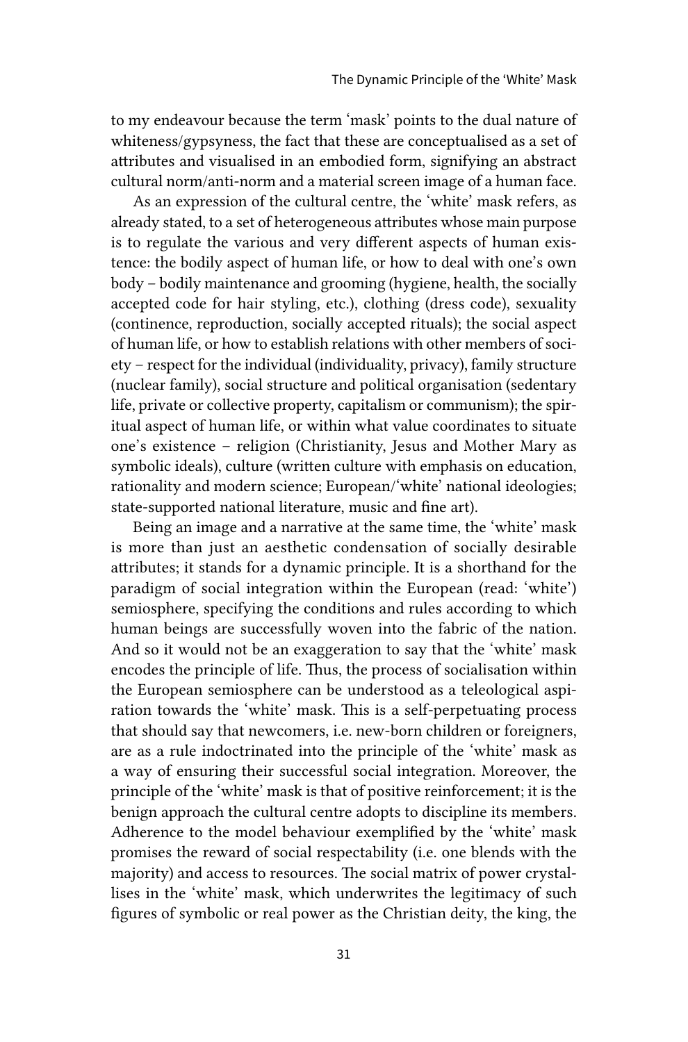to my endeavour because the term 'mask' points to the dual nature of whiteness/gypsyness, the fact that these are conceptualised as a set of attributes and visualised in an embodied form, signifying an abstract cultural norm/anti-norm and a material screen image of a human face.

As an expression of the cultural centre, the 'white' mask refers, as already stated, to a set of heterogeneous attributes whose main purpose is to regulate the various and very different aspects of human existence: the bodily aspect of human life, or how to deal with one's own body – bodily maintenance and grooming (hygiene, health, the socially accepted code for hair styling, etc.), clothing (dress code), sexuality (continence, reproduction, socially accepted rituals); the social aspect of human life, or how to establish relations with other members of society – respect for the individual (individuality, privacy), family structure (nuclear family), social structure and political organisation (sedentary life, private or collective property, capitalism or communism); the spiritual aspect of human life, or within what value coordinates to situate one's existence – religion (Christianity, Jesus and Mother Mary as symbolic ideals), culture (written culture with emphasis on education, rationality and modern science; European/'white' national ideologies; state-supported national literature, music and fine art).

Being an image and a narrative at the same time, the 'white' mask is more than just an aesthetic condensation of socially desirable attributes; it stands for a dynamic principle. It is a shorthand for the paradigm of social integration within the European (read: 'white') semiosphere, specifying the conditions and rules according to which human beings are successfully woven into the fabric of the nation. And so it would not be an exaggeration to say that the 'white' mask encodes the principle of life. Thus, the process of socialisation within the European semiosphere can be understood as a teleological aspiration towards the 'white' mask. This is a self-perpetuating process that should say that newcomers, i.e. new-born children or foreigners, are as a rule indoctrinated into the principle of the 'white' mask as a way of ensuring their successful social integration. Moreover, the principle of the 'white' mask is that of positive reinforcement; it is the benign approach the cultural centre adopts to discipline its members. Adherence to the model behaviour exemplified by the 'white' mask promises the reward of social respectability (i.e. one blends with the majority) and access to resources. The social matrix of power crystallises in the 'white' mask, which underwrites the legitimacy of such figures of symbolic or real power as the Christian deity, the king, the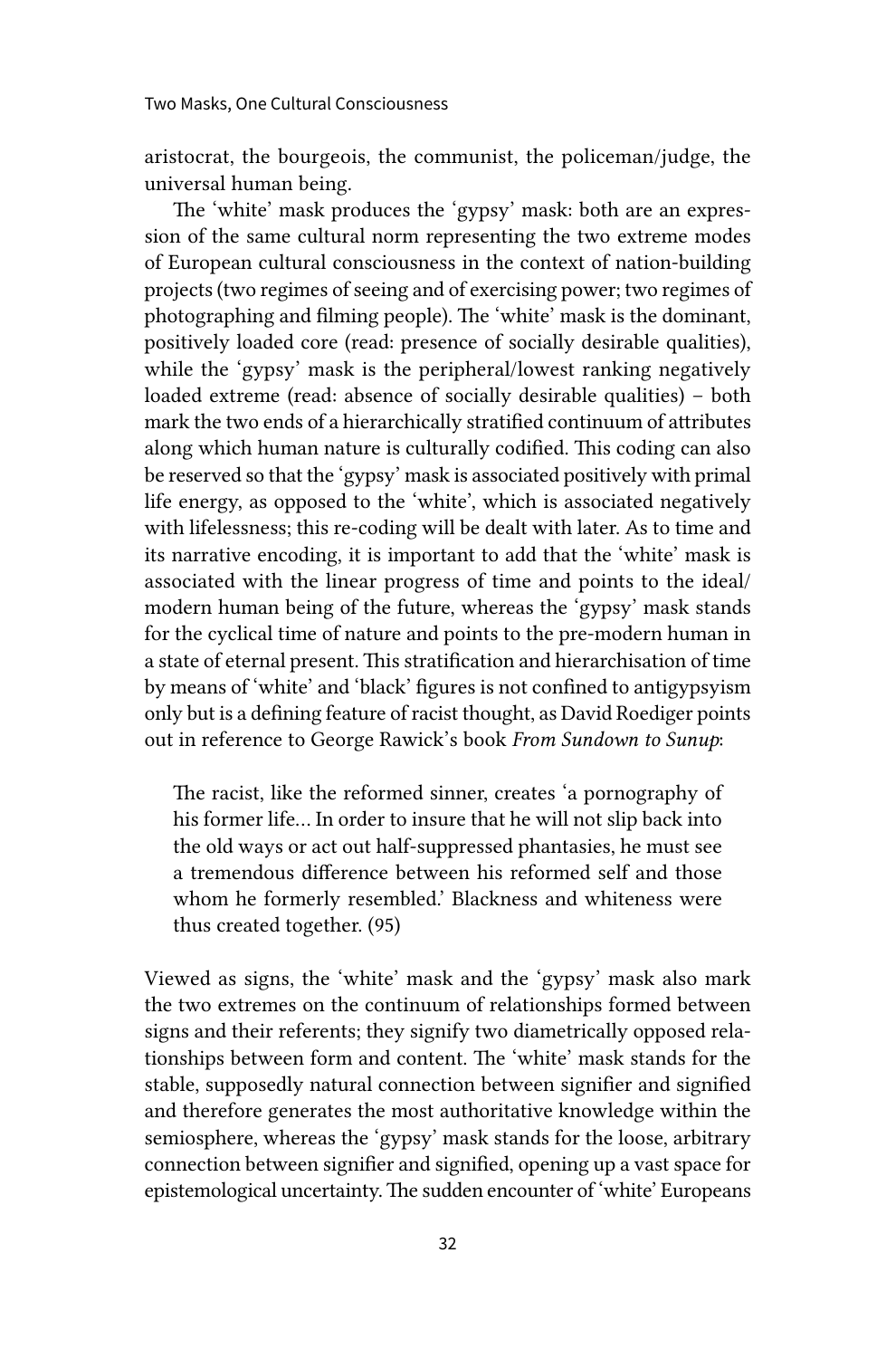aristocrat, the bourgeois, the communist, the policeman/judge, the universal human being.

The 'white' mask produces the 'gypsy' mask: both are an expression of the same cultural norm representing the two extreme modes of European cultural consciousness in the context of nation-building projects (two regimes of seeing and of exercising power; two regimes of photographing and filming people). The 'white' mask is the dominant, positively loaded core (read: presence of socially desirable qualities), while the 'gypsy' mask is the peripheral/lowest ranking negatively loaded extreme (read: absence of socially desirable qualities) – both mark the two ends of a hierarchically stratified continuum of attributes along which human nature is culturally codified. This coding can also be reserved so that the 'gypsy' mask is associated positively with primal life energy, as opposed to the 'white', which is associated negatively with lifelessness; this re-coding will be dealt with later. As to time and its narrative encoding, it is important to add that the 'white' mask is associated with the linear progress of time and points to the ideal/modern human being of the future, whereas the 'gypsy' mask stands for the cyclical time of nature and points to the pre-modern human in a state of eternal present. This stratification and hierarchisation of time by means of 'white' and 'black' figures is not confined to antigypsyism only but is a defining feature of racist thought, as David Roediger points out in reference to George Rawick's book *From Sundown to Sunup*:

> The racist, like the reformed sinner, creates 'a pornography of his former life… In order to insure that he will not slip back into the old ways or act out half-suppressed phantasies, he must see a tremendous difference between his reformed self and those whom he formerly resembled.' Blackness and whiteness were thus created together. (95)

Viewed as signs, the 'white' mask and the 'gypsy' mask also mark the two extremes on the continuum of relationships formed between signs and their referents; they signify two diametrically opposed relationships between form and content. The 'white' mask stands for the stable, supposedly natural connection between signifier and signified and therefore generates the most authoritative knowledge within the semiosphere, whereas the 'gypsy' mask stands for the loose, arbitrary connection between signifier and signified, opening up a vast space for epistemological uncertainty. The sudden encounter of 'white' Europeans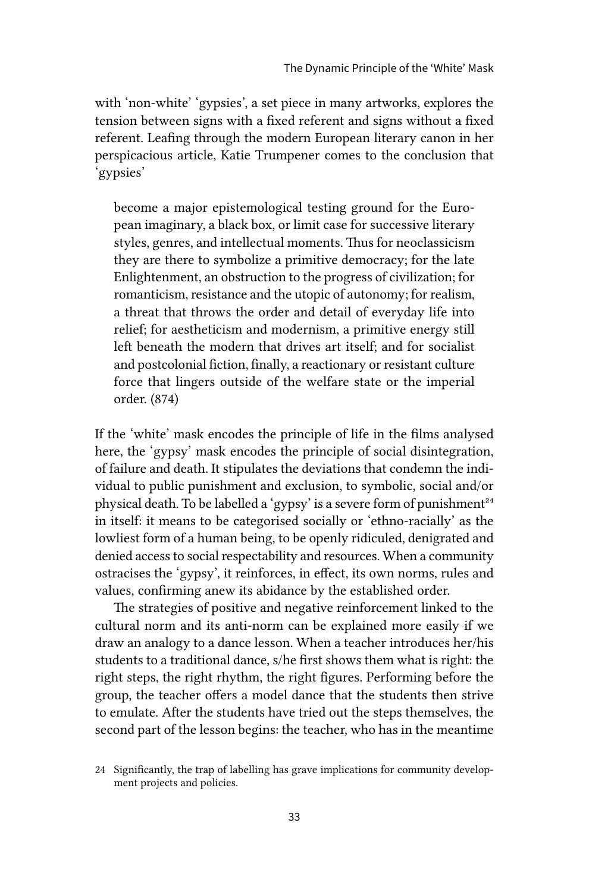with 'non-white' 'gypsies', a set piece in many artworks, explores the tension between signs with a fixed referent and signs without a fixed referent. Leafing through the modern European literary canon in her perspicacious article, Katie Trumpener comes to the conclusion that 'gypsies'

> become a major epistemological testing ground for the European imaginary, a black box, or limit case for successive literary styles, genres, and intellectual moments. Thus for neoclassicism they are there to symbolize a primitive democracy; for the late Enlightenment, an obstruction to the progress of civilization; for romanticism, resistance and the utopic of autonomy; for realism, a threat that throws the order and detail of everyday life into relief; for aestheticism and modernism, a primitive energy still left beneath the modern that drives art itself; and for socialist and postcolonial fiction, finally, a reactionary or resistant culture force that lingers outside of the welfare state or the imperial order. (874)

If the 'white' mask encodes the principle of life in the films analysed here, the 'gypsy' mask encodes the principle of social disintegration, of failure and death. It stipulates the deviations that condemn the individual to public punishment and exclusion, to symbolic, social and/or physical death. To be labelled a 'gypsy' is a severe form of punishment[24] in itself: it means to be categorised socially or 'ethno-racially' as the lowliest form of a human being, to be openly ridiculed, denigrated and denied access to social respectability and resources. When a community ostracises the 'gypsy', it reinforces, in effect, its own norms, rules and values, confirming anew its abidance by the established order.

The strategies of positive and negative reinforcement linked to the cultural norm and its anti-norm can be explained more easily if we draw an analogy to a dance lesson. When a teacher introduces her/his students to a traditional dance, s/he first shows them what is right: the right steps, the right rhythm, the right figures. Performing before the group, the teacher offers a model dance that the students then strive to emulate. After the students have tried out the steps themselves, the second part of the lesson begins: the teacher, who has in the meantime

24 Significantly, the trap of labelling has grave implications for community development projects and policies.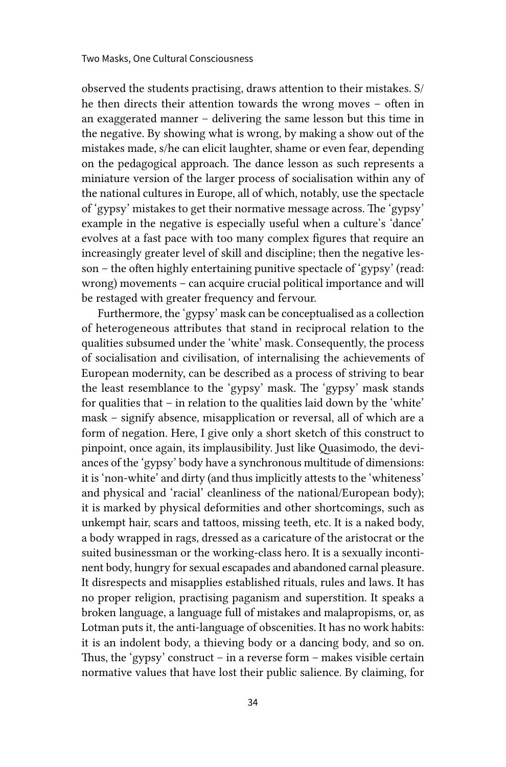observed the students practising, draws attention to their mistakes. S/he then directs their attention towards the wrong moves – often in an exaggerated manner – delivering the same lesson but this time in the negative. By showing what is wrong, by making a show out of the mistakes made, s/he can elicit laughter, shame or even fear, depending on the pedagogical approach. The dance lesson as such represents a miniature version of the larger process of socialisation within any of the national cultures in Europe, all of which, notably, use the spectacle of 'gypsy' mistakes to get their normative message across. The 'gypsy' example in the negative is especially useful when a culture's 'dance' evolves at a fast pace with too many complex figures that require an increasingly greater level of skill and discipline; then the negative lesson – the often highly entertaining punitive spectacle of 'gypsy' (read: wrong) movements – can acquire crucial political importance and will be restaged with greater frequency and fervour.

Furthermore, the 'gypsy' mask can be conceptualised as a collection of heterogeneous attributes that stand in reciprocal relation to the qualities subsumed under the 'white' mask. Consequently, the process of socialisation and civilisation, of internalising the achievements of European modernity, can be described as a process of striving to bear the least resemblance to the 'gypsy' mask. The 'gypsy' mask stands for qualities that – in relation to the qualities laid down by the 'white' mask – signify absence, misapplication or reversal, all of which are a form of negation. Here, I give only a short sketch of this construct to pinpoint, once again, its implausibility. Just like Quasimodo, the deviances of the 'gypsy' body have a synchronous multitude of dimensions: it is 'non-white' and dirty (and thus implicitly attests to the 'whiteness' and physical and 'racial' cleanliness of the national/European body); it is marked by physical deformities and other shortcomings, such as unkempt hair, scars and tattoos, missing teeth, etc. It is a naked body, a body wrapped in rags, dressed as a caricature of the aristocrat or the suited businessman or the working-class hero. It is a sexually incontinent body, hungry for sexual escapades and abandoned carnal pleasure. It disrespects and misapplies established rituals, rules and laws. It has no proper religion, practising paganism and superstition. It speaks a broken language, a language full of mistakes and malapropisms, or, as Lotman puts it, the anti-language of obscenities. It has no work habits: it is an indolent body, a thieving body or a dancing body, and so on. Thus, the 'gypsy' construct – in a reverse form – makes visible certain normative values that have lost their public salience. By claiming, for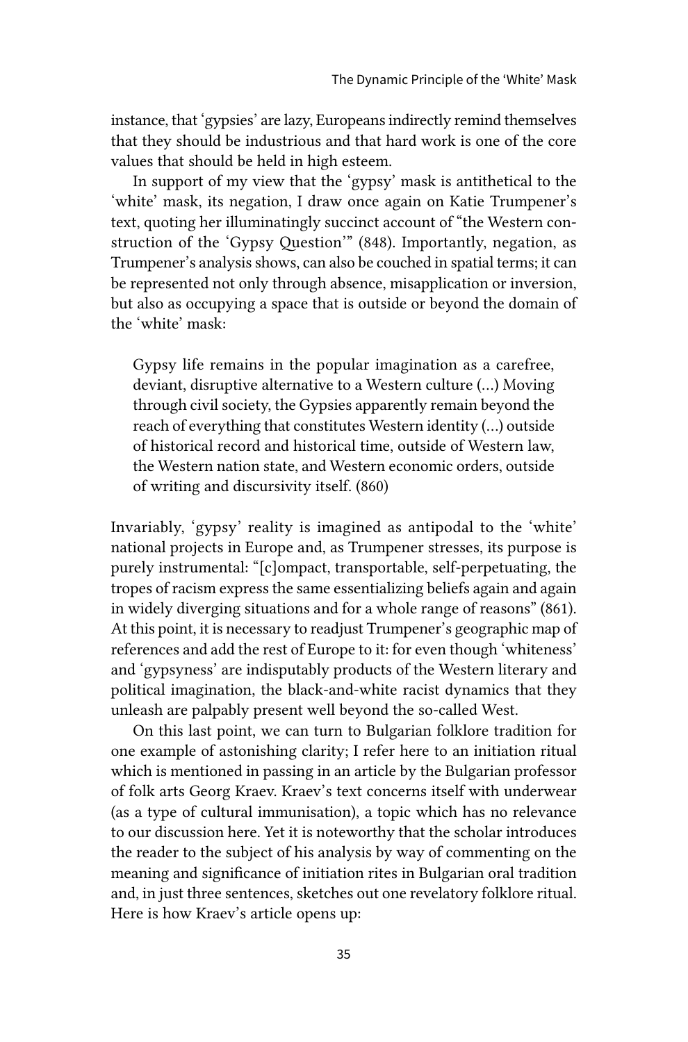instance, that 'gypsies' are lazy, Europeans indirectly remind themselves that they should be industrious and that hard work is one of the core values that should be held in high esteem.

In support of my view that the 'gypsy' mask is antithetical to the 'white' mask, its negation, I draw once again on Katie Trumpener's text, quoting her illuminatingly succinct account of "the Western construction of the 'Gypsy Question'" (848). Importantly, negation, as Trumpener's analysis shows, can also be couched in spatial terms; it can be represented not only through absence, misapplication or inversion, but also as occupying a space that is outside or beyond the domain of the 'white' mask:

> Gypsy life remains in the popular imagination as a carefree, deviant, disruptive alternative to a Western culture (…) Moving through civil society, the Gypsies apparently remain beyond the reach of everything that constitutes Western identity (…) outside of historical record and historical time, outside of Western law, the Western nation state, and Western economic orders, outside of writing and discursivity itself. (860)

Invariably, 'gypsy' reality is imagined as antipodal to the 'white' national projects in Europe and, as Trumpener stresses, its purpose is purely instrumental: "[c]ompact, transportable, self-perpetuating, the tropes of racism express the same essentializing beliefs again and again in widely diverging situations and for a whole range of reasons" (861). At this point, it is necessary to readjust Trumpener's geographic map of references and add the rest of Europe to it: for even though 'whiteness' and 'gypsyness' are indisputably products of the Western literary and political imagination, the black-and-white racist dynamics that they unleash are palpably present well beyond the so-called West.

On this last point, we can turn to Bulgarian folklore tradition for one example of astonishing clarity; I refer here to an initiation ritual which is mentioned in passing in an article by the Bulgarian professor of folk arts Georg Kraev. Kraev's text concerns itself with underwear (as a type of cultural immunisation), a topic which has no relevance to our discussion here. Yet it is noteworthy that the scholar introduces the reader to the subject of his analysis by way of commenting on the meaning and significance of initiation rites in Bulgarian oral tradition and, in just three sentences, sketches out one revelatory folklore ritual. Here is how Kraev's article opens up: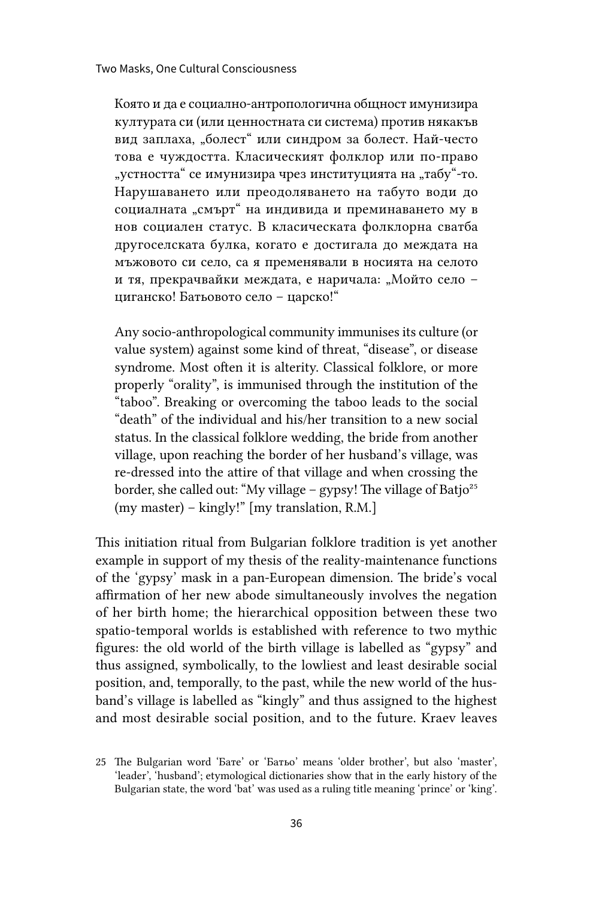> Която и да е социално-антропологична общност имунизира културата си (или ценностната си система) против някакъв вид заплаха, „болест“ или синдром за болест. Най-често това е чуждостта. Класическият фолклор или по-право „устността“ се имунизира чрез институцията на „табу“-то. Нарушаването или преодоляването на табуто води до социалната „смърт“ на индивида и преминаването му в нов социален статус. В класическата фолклорна сватба другоселската булка, когато е достигала до междата на мъжовото си село, са я пременявали в носията на селото и тя, прекрачвайки междата, е наричала: „Мойто село – циганско! Батьовото село – царско!“
>
> Any socio-anthropological community immunises its culture (or value system) against some kind of threat, “disease”, or disease syndrome. Most often it is alterity. Classical folklore, or more properly “orality”, is immunised through the institution of the “taboo”. Breaking or overcoming the taboo leads to the social “death” of the individual and his/her transition to a new social status. In the classical folklore wedding, the bride from another village, upon reaching the border of her husband’s village, was re-dressed into the attire of that village and when crossing the border, she called out: “My village – gypsy! The village of Batjo[25] (my master) – kingly!” [my translation, R.M.]

This initiation ritual from Bulgarian folklore tradition is yet another example in support of my thesis of the reality-maintenance functions of the ‘gypsy’ mask in a pan-European dimension. The bride’s vocal affirmation of her new abode simultaneously involves the negation of her birth home; the hierarchical opposition between these two spatio-temporal worlds is established with reference to two mythic figures: the old world of the birth village is labelled as “gypsy” and thus assigned, symbolically, to the lowliest and least desirable social position, and, temporally, to the past, while the new world of the husband’s village is labelled as “kingly” and thus assigned to the highest and most desirable social position, and to the future. Kraev leaves

25 The Bulgarian word ‘Бате’ or ‘Батьо’ means ‘older brother’, but also ‘master’, ‘leader’, ‘husband’; etymological dictionaries show that in the early history of the Bulgarian state, the word ‘bat’ was used as a ruling title meaning ‘prince’ or ‘king’.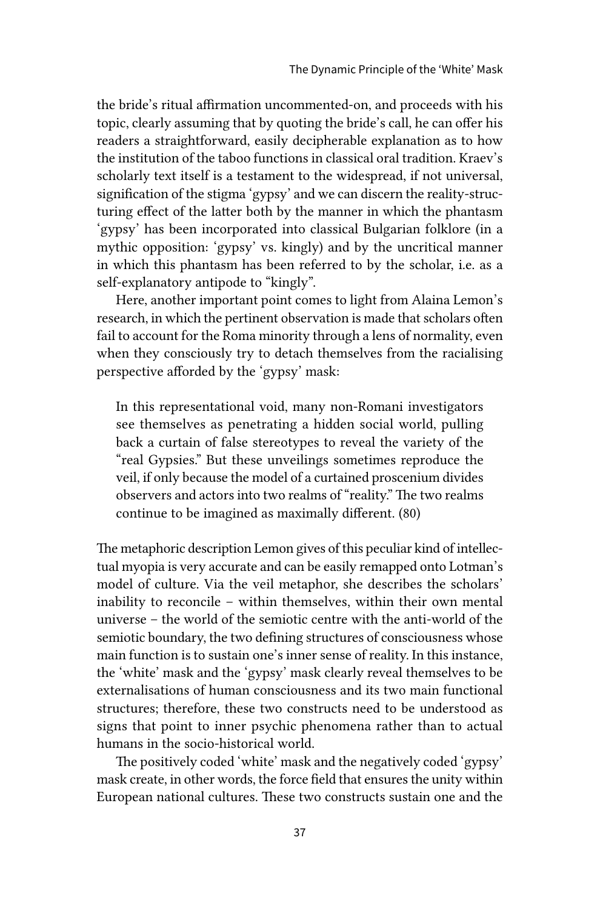the bride's ritual affirmation uncommented-on, and proceeds with his topic, clearly assuming that by quoting the bride's call, he can offer his readers a straightforward, easily decipherable explanation as to how the institution of the taboo functions in classical oral tradition. Kraev's scholarly text itself is a testament to the widespread, if not universal, signification of the stigma 'gypsy' and we can discern the reality-structuring effect of the latter both by the manner in which the phantasm 'gypsy' has been incorporated into classical Bulgarian folklore (in a mythic opposition: 'gypsy' vs. kingly) and by the uncritical manner in which this phantasm has been referred to by the scholar, i.e. as a self-explanatory antipode to "kingly".

Here, another important point comes to light from Alaina Lemon's research, in which the pertinent observation is made that scholars often fail to account for the Roma minority through a lens of normality, even when they consciously try to detach themselves from the racialising perspective afforded by the 'gypsy' mask:

> In this representational void, many non-Romani investigators see themselves as penetrating a hidden social world, pulling back a curtain of false stereotypes to reveal the variety of the "real Gypsies." But these unveilings sometimes reproduce the veil, if only because the model of a curtained proscenium divides observers and actors into two realms of "reality." The two realms continue to be imagined as maximally different. (80)

The metaphoric description Lemon gives of this peculiar kind of intellectual myopia is very accurate and can be easily remapped onto Lotman's model of culture. Via the veil metaphor, she describes the scholars' inability to reconcile – within themselves, within their own mental universe – the world of the semiotic centre with the anti-world of the semiotic boundary, the two defining structures of consciousness whose main function is to sustain one's inner sense of reality. In this instance, the 'white' mask and the 'gypsy' mask clearly reveal themselves to be externalisations of human consciousness and its two main functional structures; therefore, these two constructs need to be understood as signs that point to inner psychic phenomena rather than to actual humans in the socio-historical world.

The positively coded 'white' mask and the negatively coded 'gypsy' mask create, in other words, the force field that ensures the unity within European national cultures. These two constructs sustain one and the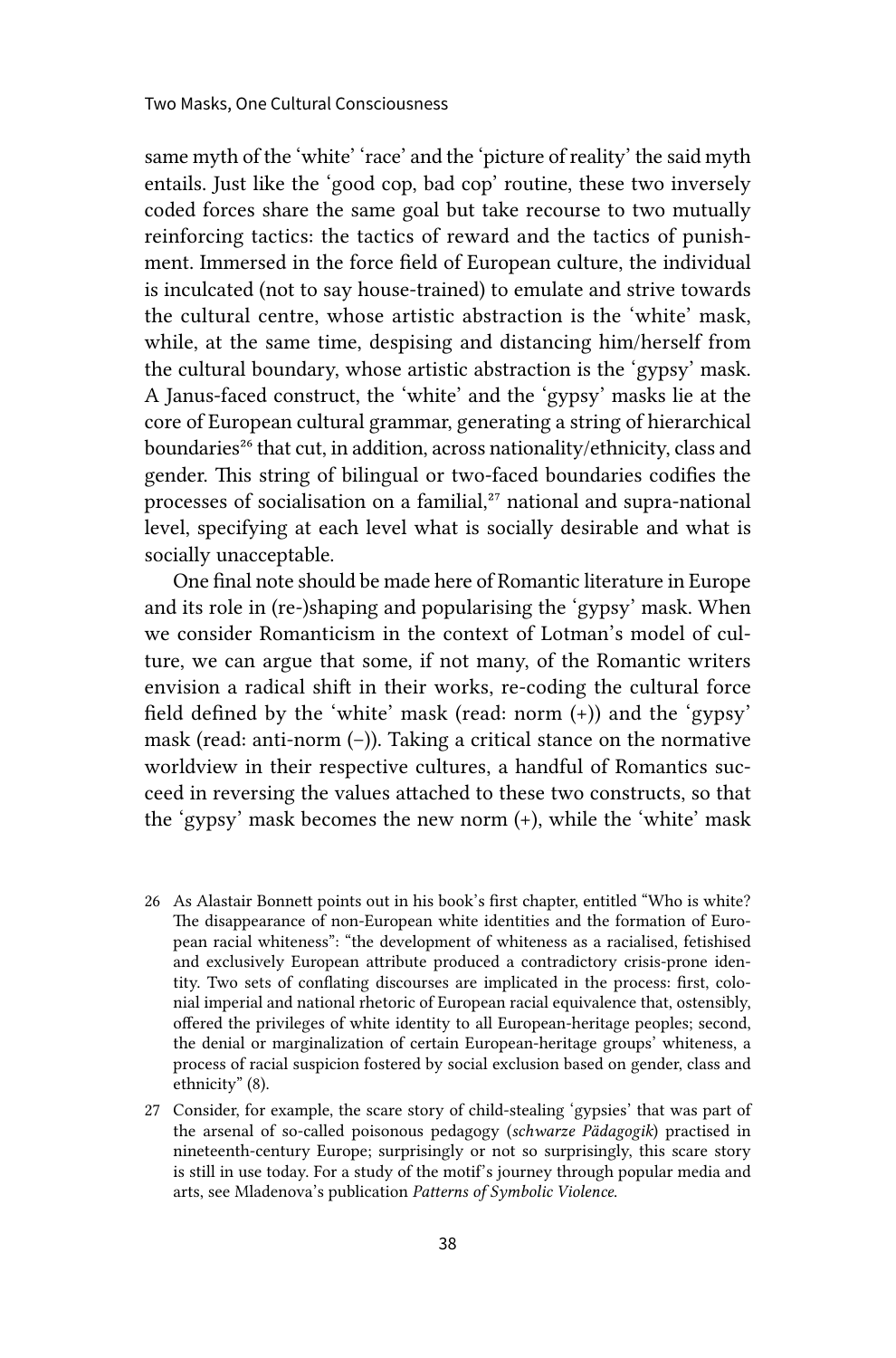same myth of the 'white' 'race' and the 'picture of reality' the said myth entails. Just like the 'good cop, bad cop' routine, these two inversely coded forces share the same goal but take recourse to two mutually reinforcing tactics: the tactics of reward and the tactics of punishment. Immersed in the force field of European culture, the individual is inculcated (not to say house-trained) to emulate and strive towards the cultural centre, whose artistic abstraction is the 'white' mask, while, at the same time, despising and distancing him/herself from the cultural boundary, whose artistic abstraction is the 'gypsy' mask. A Janus-faced construct, the 'white' and the 'gypsy' masks lie at the core of European cultural grammar, generating a string of hierarchical boundaries[26] that cut, in addition, across nationality/ethnicity, class and gender. This string of bilingual or two-faced boundaries codifies the processes of socialisation on a familial,[27] national and supra-national level, specifying at each level what is socially desirable and what is socially unacceptable.

One final note should be made here of Romantic literature in Europe and its role in (re-)shaping and popularising the 'gypsy' mask. When we consider Romanticism in the context of Lotman's model of culture, we can argue that some, if not many, of the Romantic writers envision a radical shift in their works, re-coding the cultural force field defined by the 'white' mask (read: norm (+)) and the 'gypsy' mask (read: anti-norm (–)). Taking a critical stance on the normative worldview in their respective cultures, a handful of Romantics succeed in reversing the values attached to these two constructs, so that the 'gypsy' mask becomes the new norm (+), while the 'white' mask

26 As Alastair Bonnett points out in his book's first chapter, entitled "Who is white? The disappearance of non-European white identities and the formation of European racial whiteness": "the development of whiteness as a racialised, fetishised and exclusively European attribute produced a contradictory crisis-prone identity. Two sets of conflating discourses are implicated in the process: first, colonial imperial and national rhetoric of European racial equivalence that, ostensibly, offered the privileges of white identity to all European-heritage peoples; second, the denial or marginalization of certain European-heritage groups' whiteness, a process of racial suspicion fostered by social exclusion based on gender, class and ethnicity" (8).

27 Consider, for example, the scare story of child-stealing 'gypsies' that was part of the arsenal of so-called poisonous pedagogy (*schwarze Pädagogik*) practised in nineteenth-century Europe; surprisingly or not so surprisingly, this scare story is still in use today. For a study of the motif's journey through popular media and arts, see Mladenova's publication *Patterns of Symbolic Violence*.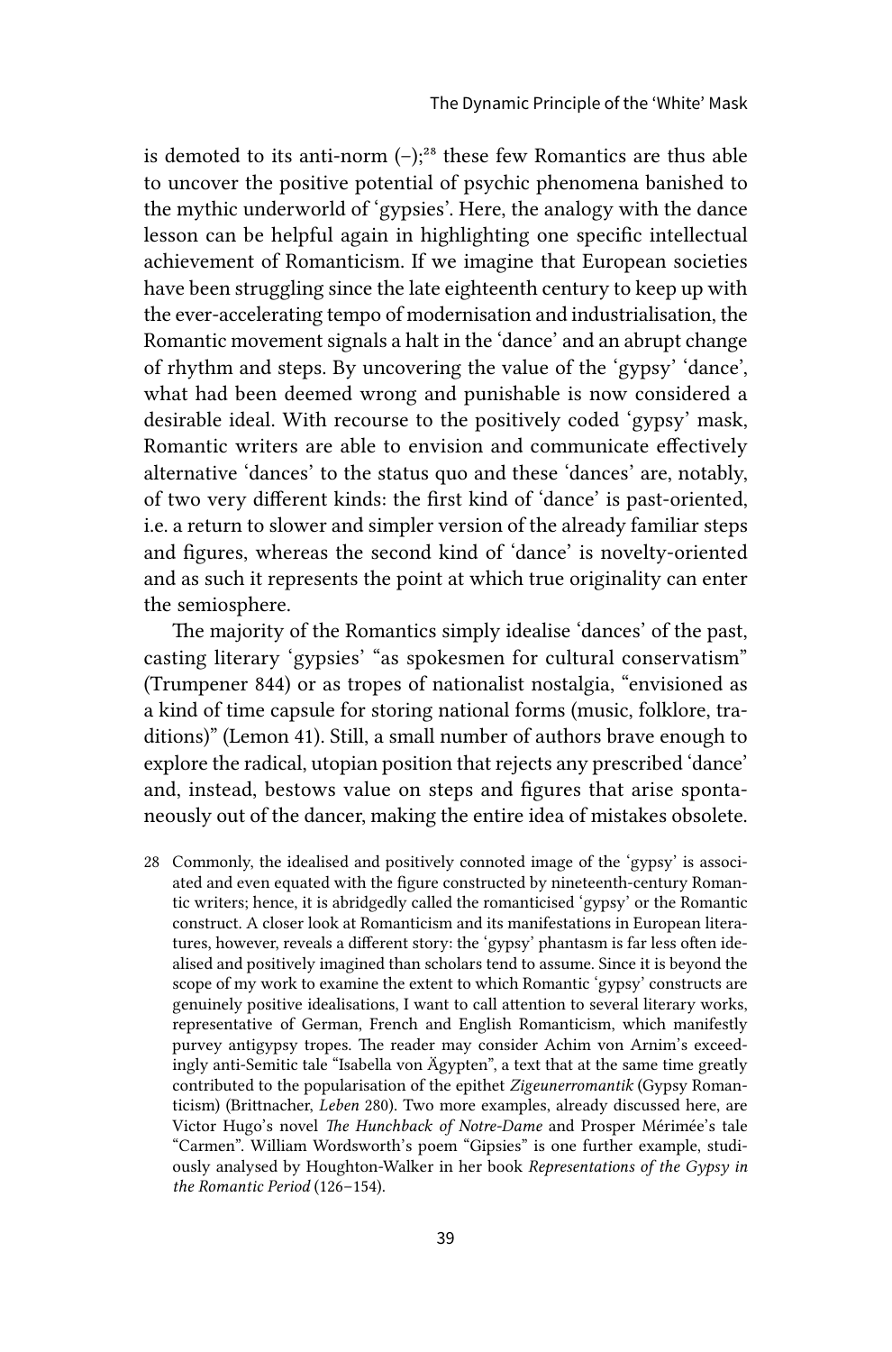is demoted to its anti-norm (–);[28] these few Romantics are thus able to uncover the positive potential of psychic phenomena banished to the mythic underworld of 'gypsies'. Here, the analogy with the dance lesson can be helpful again in highlighting one specific intellectual achievement of Romanticism. If we imagine that European societies have been struggling since the late eighteenth century to keep up with the ever-accelerating tempo of modernisation and industrialisation, the Romantic movement signals a halt in the 'dance' and an abrupt change of rhythm and steps. By uncovering the value of the 'gypsy' 'dance', what had been deemed wrong and punishable is now considered a desirable ideal. With recourse to the positively coded 'gypsy' mask, Romantic writers are able to envision and communicate effectively alternative 'dances' to the status quo and these 'dances' are, notably, of two very different kinds: the first kind of 'dance' is past-oriented, i.e. a return to slower and simpler version of the already familiar steps and figures, whereas the second kind of 'dance' is novelty-oriented and as such it represents the point at which true originality can enter the semiosphere.

The majority of the Romantics simply idealise 'dances' of the past, casting literary 'gypsies' "as spokesmen for cultural conservatism" (Trumpener 844) or as tropes of nationalist nostalgia, "envisioned as a kind of time capsule for storing national forms (music, folklore, traditions)" (Lemon 41). Still, a small number of authors brave enough to explore the radical, utopian position that rejects any prescribed 'dance' and, instead, bestows value on steps and figures that arise spontaneously out of the dancer, making the entire idea of mistakes obsolete.

28 Commonly, the idealised and positively connoted image of the 'gypsy' is associated and even equated with the figure constructed by nineteenth-century Romantic writers; hence, it is abridgedly called the romanticised 'gypsy' or the Romantic construct. A closer look at Romanticism and its manifestations in European literatures, however, reveals a different story: the 'gypsy' phantasm is far less often idealised and positively imagined than scholars tend to assume. Since it is beyond the scope of my work to examine the extent to which Romantic 'gypsy' constructs are genuinely positive idealisations, I want to call attention to several literary works, representative of German, French and English Romanticism, which manifestly purvey antigypsy tropes. The reader may consider Achim von Arnim's exceedingly anti-Semitic tale "Isabella von Ägypten", a text that at the same time greatly contributed to the popularisation of the epithet *Zigeunerromantik* (Gypsy Romanticism) (Brittnacher, *Leben* 280). Two more examples, already discussed here, are Victor Hugo's novel *The Hunchback of Notre-Dame* and Prosper Mérimée's tale "Carmen". William Wordsworth's poem "Gipsies" is one further example, studiously analysed by Houghton-Walker in her book *Representations of the Gypsy in the Romantic Period* (126–154).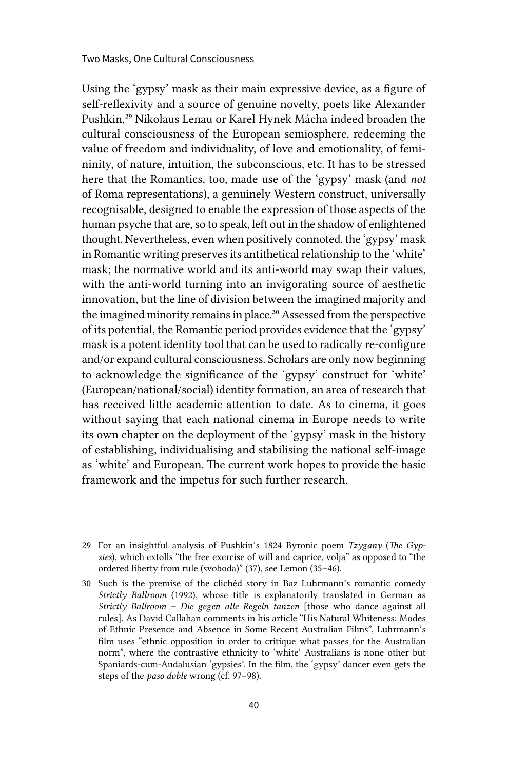Using the 'gypsy' mask as their main expressive device, as a figure of self-reflexivity and a source of genuine novelty, poets like Alexander Pushkin,[29] Nikolaus Lenau or Karel Hynek Mácha indeed broaden the cultural consciousness of the European semiosphere, redeeming the value of freedom and individuality, of love and emotionality, of femininity, of nature, intuition, the subconscious, etc. It has to be stressed here that the Romantics, too, made use of the 'gypsy' mask (and *not* of Roma representations), a genuinely Western construct, universally recognisable, designed to enable the expression of those aspects of the human psyche that are, so to speak, left out in the shadow of enlightened thought. Nevertheless, even when positively connoted, the 'gypsy' mask in Romantic writing preserves its antithetical relationship to the 'white' mask; the normative world and its anti-world may swap their values, with the anti-world turning into an invigorating source of aesthetic innovation, but the line of division between the imagined majority and the imagined minority remains in place.[30] Assessed from the perspective of its potential, the Romantic period provides evidence that the 'gypsy' mask is a potent identity tool that can be used to radically re-configure and/or expand cultural consciousness. Scholars are only now beginning to acknowledge the significance of the 'gypsy' construct for 'white' (European/national/social) identity formation, an area of research that has received little academic attention to date. As to cinema, it goes without saying that each national cinema in Europe needs to write its own chapter on the deployment of the 'gypsy' mask in the history of establishing, individualising and stabilising the national self-image as 'white' and European. The current work hopes to provide the basic framework and the impetus for such further research.

29 For an insightful analysis of Pushkin's 1824 Byronic poem *Tzygany* (*The Gypsies*), which extolls "the free exercise of will and caprice, volja" as opposed to "the ordered liberty from rule (svoboda)" (37), see Lemon (35–46).

30 Such is the premise of the clichéd story in Baz Luhrmann's romantic comedy *Strictly Ballroom* (1992), whose title is explanatorily translated in German as *Strictly Ballroom – Die gegen alle Regeln tanzen* [those who dance against all rules]. As David Callahan comments in his article "His Natural Whiteness: Modes of Ethnic Presence and Absence in Some Recent Australian Films", Luhrmann's film uses "ethnic opposition in order to critique what passes for the Australian norm", where the contrastive ethnicity to 'white' Australians is none other but Spaniards-cum-Andalusian 'gypsies'. In the film, the 'gypsy' dancer even gets the steps of the *paso doble* wrong (cf. 97–98).